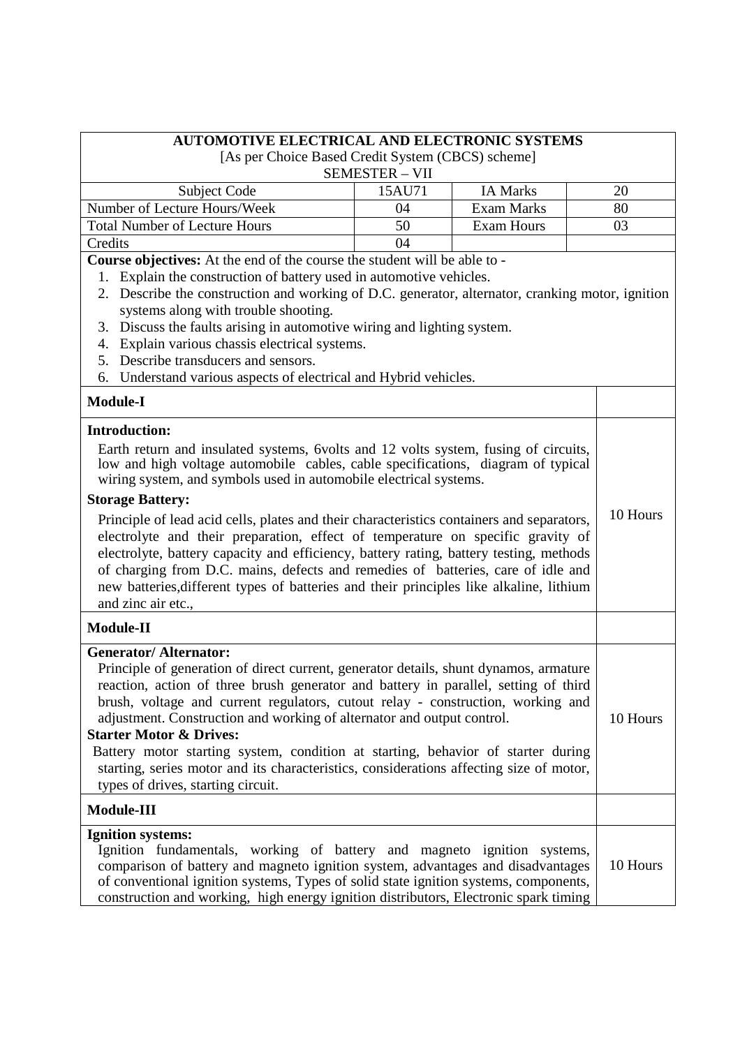# AUTOMOTIVE ELECTRICAL AND ELECTRONIC SYSTEMS

[As per Choice Based Credit System (CBCS) scheme]

SEMESTER – VII

| Subject Code | 15AU71 | IA Marks | 20 |
|---|---|---|---|
| Number of Lecture Hours/Week | 04 | Exam Marks | 80 |
| Total Number of Lecture Hours | 50 | Exam Hours | 03 |
| Credits | 04 | | |

**Course objectives:** At the end of the course the student will be able to -

1. Explain the construction of battery used in automotive vehicles.
2. Describe the construction and working of D.C. generator, alternator, cranking motor, ignition systems along with trouble shooting.
3. Discuss the faults arising in automotive wiring and lighting system.
4. Explain various chassis electrical systems.
5. Describe transducers and sensors.
6. Understand various aspects of electrical and Hybrid vehicles.

| **Module-I** | |
|---|---|
| **Introduction:** Earth return and insulated systems, 6volts and 12 volts system, fusing of circuits, low and high voltage automobile cables, cable specifications, diagram of typical wiring system, and symbols used in automobile electrical systems. **Storage Battery:** Principle of lead acid cells, plates and their characteristics containers and separators, electrolyte and their preparation, effect of temperature on specific gravity of electrolyte, battery capacity and efficiency, battery rating, battery testing, methods of charging from D.C. mains, defects and remedies of batteries, care of idle and new batteries,different types of batteries and their principles like alkaline, lithium and zinc air etc., | 10 Hours |
| **Module-II** | |
| **Generator/ Alternator:** Principle of generation of direct current, generator details, shunt dynamos, armature reaction, action of three brush generator and battery in parallel, setting of third brush, voltage and current regulators, cutout relay - construction, working and adjustment. Construction and working of alternator and output control. **Starter Motor & Drives:** Battery motor starting system, condition at starting, behavior of starter during starting, series motor and its characteristics, considerations affecting size of motor, types of drives, starting circuit. | 10 Hours |
| **Module-III** | |
| **Ignition systems:** Ignition fundamentals, working of battery and magneto ignition systems, comparison of battery and magneto ignition system, advantages and disadvantages of conventional ignition systems, Types of solid state ignition systems, components, construction and working, high energy ignition distributors, Electronic spark timing | 10 Hours |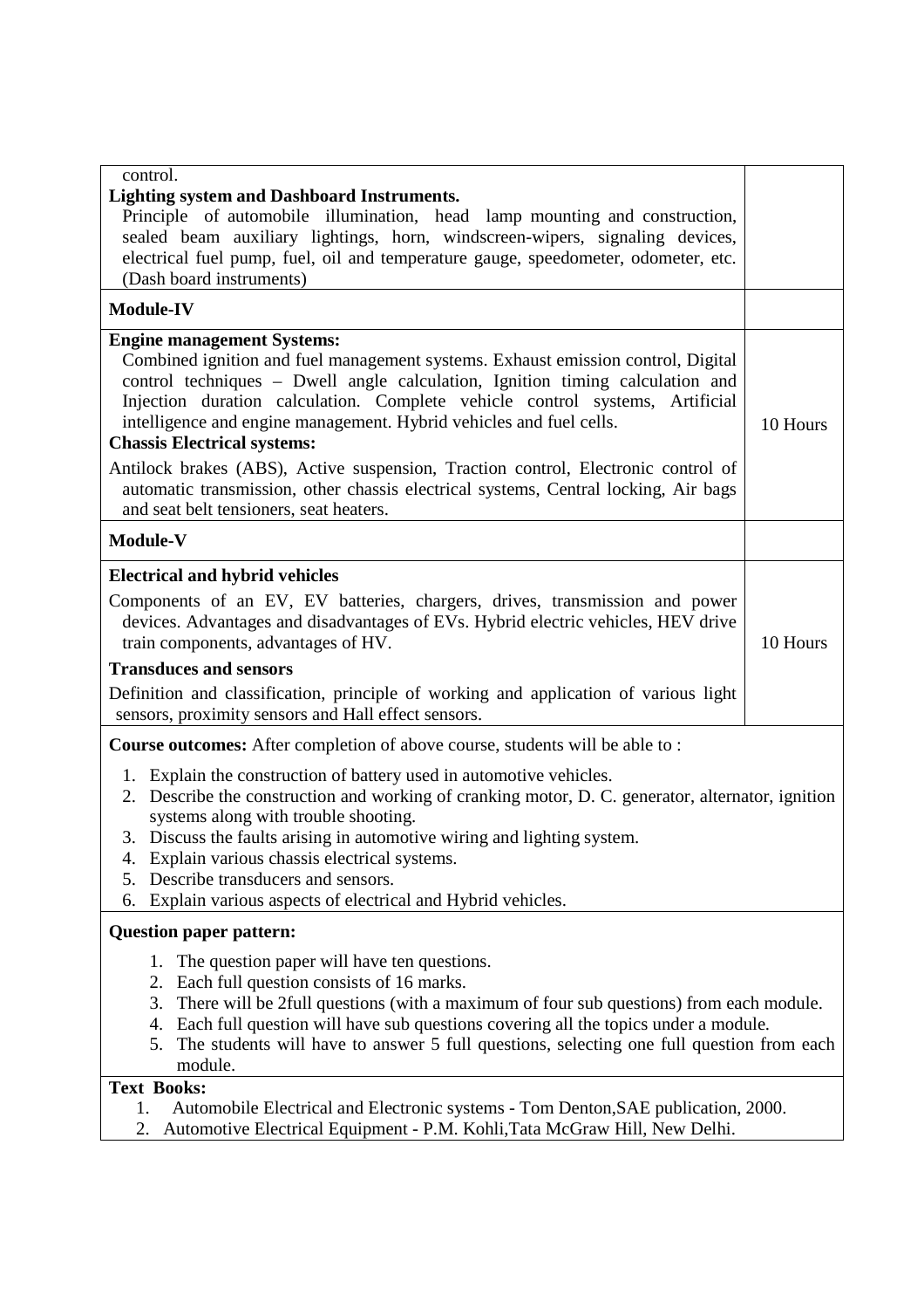| | |
|---|---|
| control.<br>**Lighting system and Dashboard Instruments.**<br>Principle of automobile illumination, head lamp mounting and construction, sealed beam auxiliary lightings, horn, windscreen-wipers, signaling devices, electrical fuel pump, fuel, oil and temperature gauge, speedometer, odometer, etc. (Dash board instruments) | |
| **Module-IV** | |
| **Engine management Systems:**<br>Combined ignition and fuel management systems. Exhaust emission control, Digital control techniques – Dwell angle calculation, Ignition timing calculation and Injection duration calculation. Complete vehicle control systems, Artificial intelligence and engine management. Hybrid vehicles and fuel cells.<br>**Chassis Electrical systems:**<br>Antilock brakes (ABS), Active suspension, Traction control, Electronic control of automatic transmission, other chassis electrical systems, Central locking, Air bags and seat belt tensioners, seat heaters. | 10 Hours |
| **Module-V** | |
| **Electrical and hybrid vehicles**<br>Components of an EV, EV batteries, chargers, drives, transmission and power devices. Advantages and disadvantages of EVs. Hybrid electric vehicles, HEV drive train components, advantages of HV.<br>**Transduces and sensors**<br>Definition and classification, principle of working and application of various light sensors, proximity sensors and Hall effect sensors. | 10 Hours |

**Course outcomes:** After completion of above course, students will be able to :

1. Explain the construction of battery used in automotive vehicles.
2. Describe the construction and working of cranking motor, D. C. generator, alternator, ignition systems along with trouble shooting.
3. Discuss the faults arising in automotive wiring and lighting system.
4. Explain various chassis electrical systems.
5. Describe transducers and sensors.
6. Explain various aspects of electrical and Hybrid vehicles.

**Question paper pattern:**

1. The question paper will have ten questions.
2. Each full question consists of 16 marks.
3. There will be 2full questions (with a maximum of four sub questions) from each module.
4. Each full question will have sub questions covering all the topics under a module.
5. The students will have to answer 5 full questions, selecting one full question from each module.

**Text Books:**

1. Automobile Electrical and Electronic systems - Tom Denton,SAE publication, 2000.
2. Automotive Electrical Equipment - P.M. Kohli,Tata McGraw Hill, New Delhi.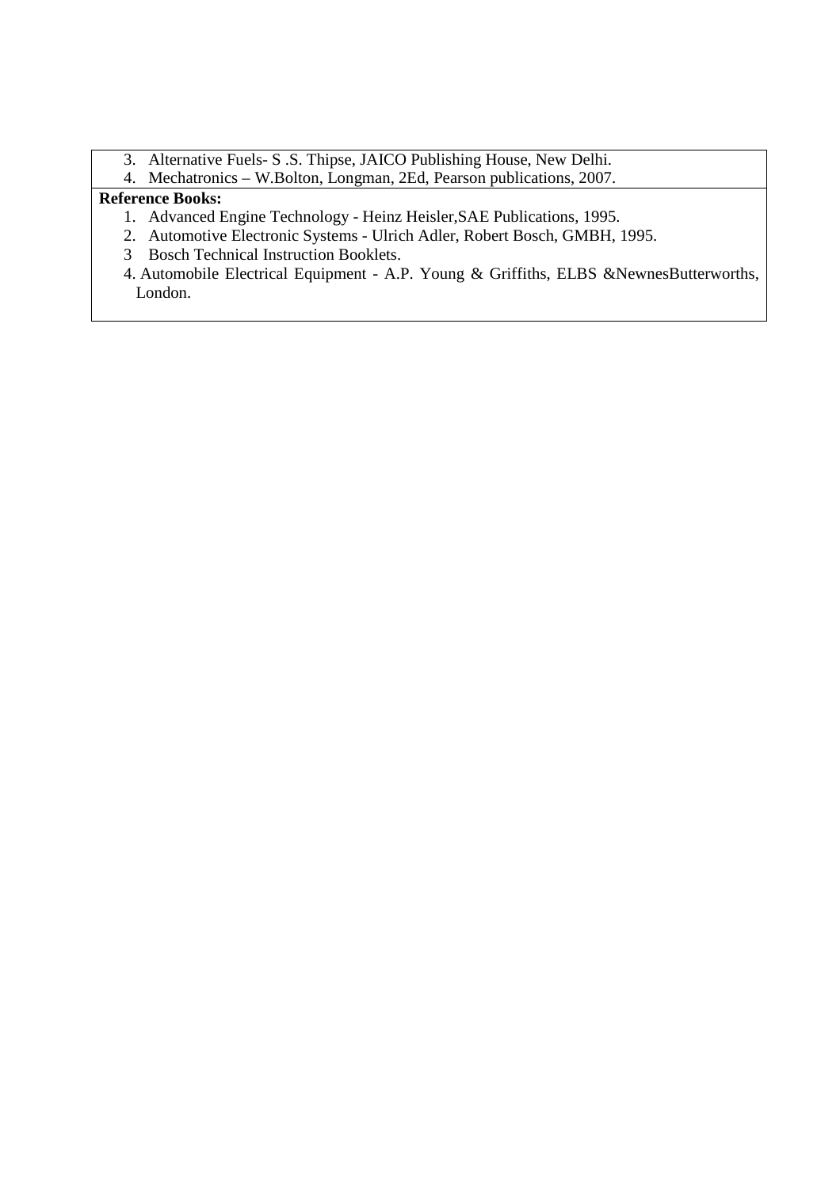3. Alternative Fuels- S .S. Thipse, JAICO Publishing House, New Delhi.
4. Mechatronics – W.Bolton, Longman, 2Ed, Pearson publications, 2007.

**Reference Books:**

1. Advanced Engine Technology - Heinz Heisler,SAE Publications, 1995.
2. Automotive Electronic Systems - Ulrich Adler, Robert Bosch, GMBH, 1995.
3. Bosch Technical Instruction Booklets.
4. Automobile Electrical Equipment - A.P. Young & Griffiths, ELBS &NewnesButterworths, London.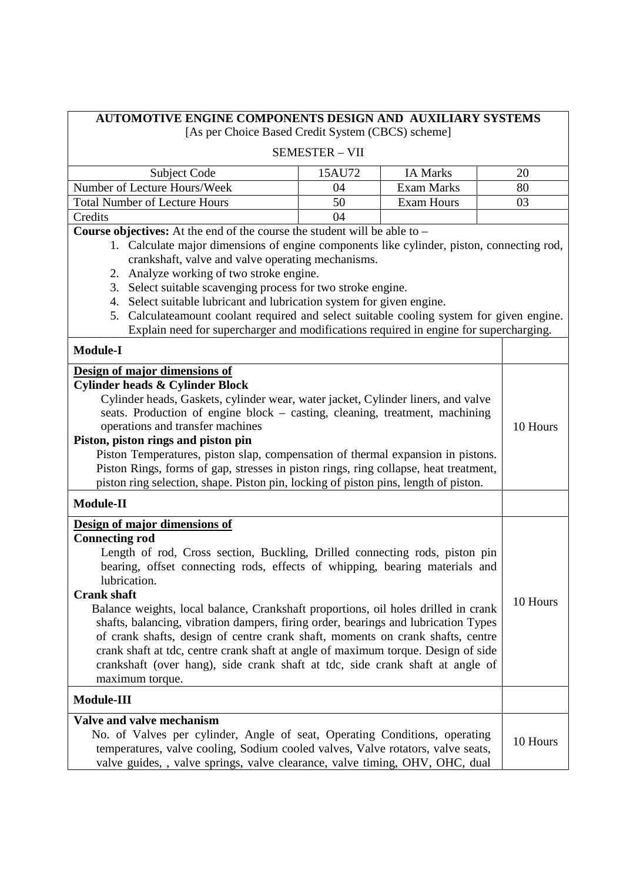## AUTOMOTIVE ENGINE COMPONENTS DESIGN AND AUXILIARY SYSTEMS

[As per Choice Based Credit System (CBCS) scheme]

SEMESTER – VII

| Subject Code | 15AU72 | IA Marks | 20 |
|---|---|---|---|
| Number of Lecture Hours/Week | 04 | Exam Marks | 80 |
| Total Number of Lecture Hours | 50 | Exam Hours | 03 |
| Credits | 04 | | |

**Course objectives:** At the end of the course the student will be able to –

1. Calculate major dimensions of engine components like cylinder, piston, connecting rod, crankshaft, valve and valve operating mechanisms.
2. Analyze working of two stroke engine.
3. Select suitable scavenging process for two stroke engine.
4. Select suitable lubricant and lubrication system for given engine.
5. Calculateamount coolant required and select suitable cooling system for given engine. Explain need for supercharger and modifications required in engine for supercharging.

| Module | Hours |
|---|---|
| **Module-I** | |
| **Design of major dimensions of**<br>**Cylinder heads & Cylinder Block**<br>Cylinder heads, Gaskets, cylinder wear, water jacket, Cylinder liners, and valve seats. Production of engine block – casting, cleaning, treatment, machining operations and transfer machines<br>**Piston, piston rings and piston pin**<br>Piston Temperatures, piston slap, compensation of thermal expansion in pistons. Piston Rings, forms of gap, stresses in piston rings, ring collapse, heat treatment, piston ring selection, shape. Piston pin, locking of piston pins, length of piston. | 10 Hours |
| **Module-II** | |
| **Design of major dimensions of**<br>**Connecting rod**<br>Length of rod, Cross section, Buckling, Drilled connecting rods, piston pin bearing, offset connecting rods, effects of whipping, bearing materials and lubrication.<br>**Crank shaft**<br>Balance weights, local balance, Crankshaft proportions, oil holes drilled in crank shafts, balancing, vibration dampers, firing order, bearings and lubrication Types of crank shafts, design of centre crank shaft, moments on crank shafts, centre crank shaft at tdc, centre crank shaft at angle of maximum torque. Design of side crankshaft (over hang), side crank shaft at tdc, side crank shaft at angle of maximum torque. | 10 Hours |
| **Module-III** | |
| **Valve and valve mechanism**<br>No. of Valves per cylinder, Angle of seat, Operating Conditions, operating temperatures, valve cooling, Sodium cooled valves, Valve rotators, valve seats, valve guides, , valve springs, valve clearance, valve timing, OHV, OHC, dual | 10 Hours |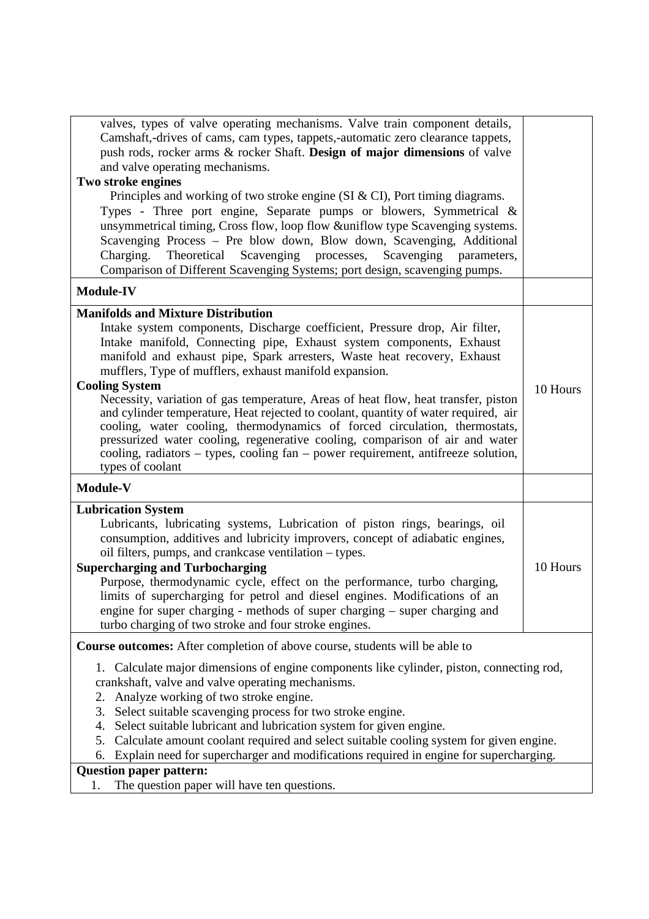| | |
|---|---|
| valves, types of valve operating mechanisms. Valve train component details, Camshaft,-drives of cams, cam types, tappets,-automatic zero clearance tappets, push rods, rocker arms & rocker Shaft. **Design of major dimensions** of valve and valve operating mechanisms.<br>**Two stroke engines**<br>Principles and working of two stroke engine (SI & CI), Port timing diagrams. Types - Three port engine, Separate pumps or blowers, Symmetrical & unsymmetrical timing, Cross flow, loop flow &uniflow type Scavenging systems. Scavenging Process – Pre blow down, Blow down, Scavenging, Additional Charging. Theoretical Scavenging processes, Scavenging parameters, Comparison of Different Scavenging Systems; port design, scavenging pumps. | |
| **Module-IV** | |
| **Manifolds and Mixture Distribution**<br>Intake system components, Discharge coefficient, Pressure drop, Air filter, Intake manifold, Connecting pipe, Exhaust system components, Exhaust manifold and exhaust pipe, Spark arresters, Waste heat recovery, Exhaust mufflers, Type of mufflers, exhaust manifold expansion.<br>**Cooling System**<br>Necessity, variation of gas temperature, Areas of heat flow, heat transfer, piston and cylinder temperature, Heat rejected to coolant, quantity of water required, air cooling, water cooling, thermodynamics of forced circulation, thermostats, pressurized water cooling, regenerative cooling, comparison of air and water cooling, radiators – types, cooling fan – power requirement, antifreeze solution, types of coolant | 10 Hours |
| **Module-V** | |
| **Lubrication System**<br>Lubricants, lubricating systems, Lubrication of piston rings, bearings, oil consumption, additives and lubricity improvers, concept of adiabatic engines, oil filters, pumps, and crankcase ventilation – types.<br>**Supercharging and Turbocharging**<br>Purpose, thermodynamic cycle, effect on the performance, turbo charging, limits of supercharging for petrol and diesel engines. Modifications of an engine for super charging - methods of super charging – super charging and turbo charging of two stroke and four stroke engines. | 10 Hours |

**Course outcomes:** After completion of above course, students will be able to

1. Calculate major dimensions of engine components like cylinder, piston, connecting rod, crankshaft, valve and valve operating mechanisms.
2. Analyze working of two stroke engine.
3. Select suitable scavenging process for two stroke engine.
4. Select suitable lubricant and lubrication system for given engine.
5. Calculate amount coolant required and select suitable cooling system for given engine.
6. Explain need for supercharger and modifications required in engine for supercharging.

**Question paper pattern:**

1. The question paper will have ten questions.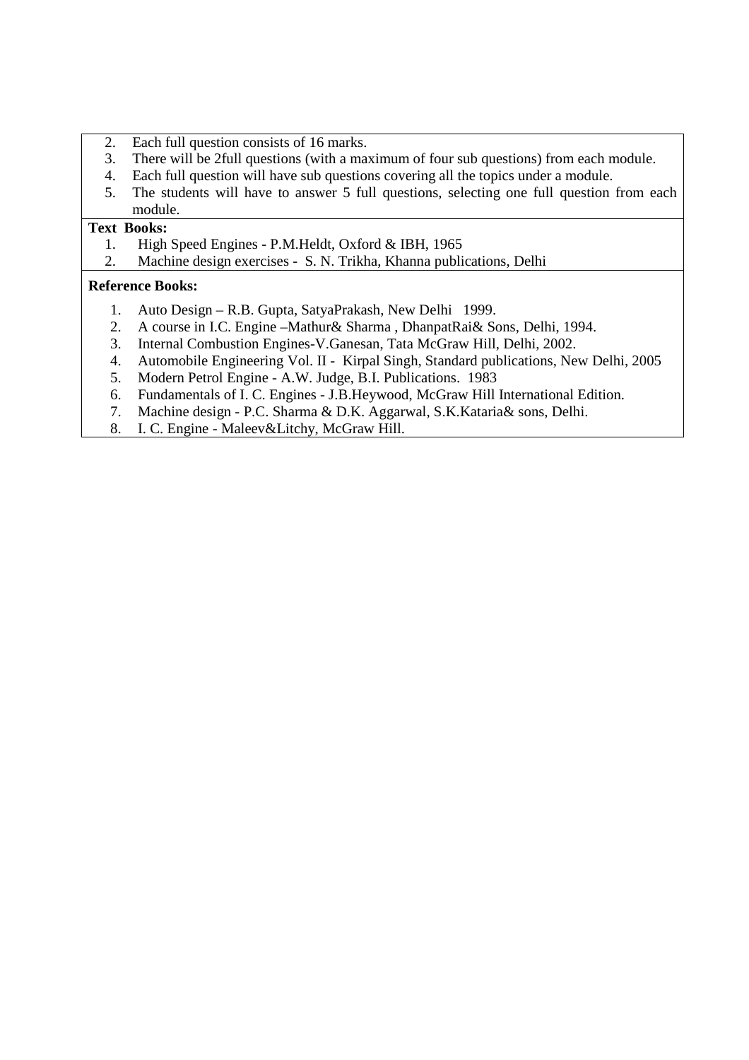2. Each full question consists of 16 marks.
3. There will be 2full questions (with a maximum of four sub questions) from each module.
4. Each full question will have sub questions covering all the topics under a module.
5. The students will have to answer 5 full questions, selecting one full question from each module.

**Text Books:**

1. High Speed Engines - P.M.Heldt, Oxford & IBH, 1965
2. Machine design exercises - S. N. Trikha, Khanna publications, Delhi

**Reference Books:**

1. Auto Design – R.B. Gupta, SatyaPrakash, New Delhi 1999.
2. A course in I.C. Engine –Mathur& Sharma , DhanpatRai& Sons, Delhi, 1994.
3. Internal Combustion Engines-V.Ganesan, Tata McGraw Hill, Delhi, 2002.
4. Automobile Engineering Vol. II - Kirpal Singh, Standard publications, New Delhi, 2005
5. Modern Petrol Engine - A.W. Judge, B.I. Publications. 1983
6. Fundamentals of I. C. Engines - J.B.Heywood, McGraw Hill International Edition.
7. Machine design - P.C. Sharma & D.K. Aggarwal, S.K.Kataria& sons, Delhi.
8. I. C. Engine - Maleev&Litchy, McGraw Hill.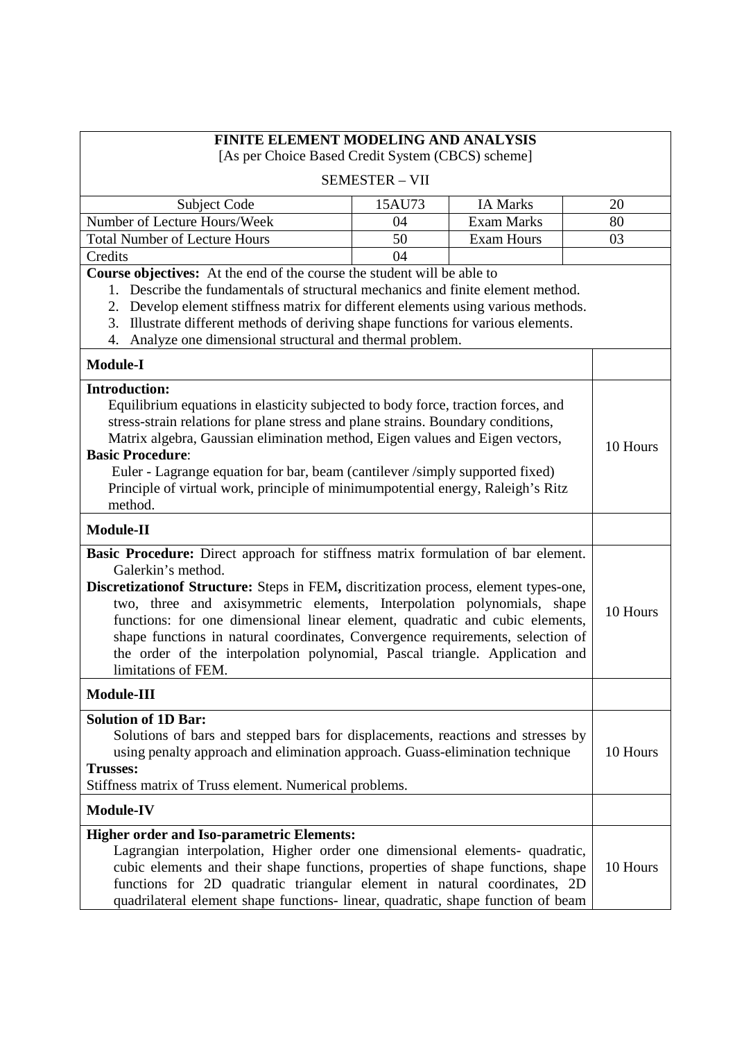# FINITE ELEMENT MODELING AND ANALYSIS

[As per Choice Based Credit System (CBCS) scheme]

SEMESTER – VII

| Subject Code | 15AU73 | IA Marks | 20 |
|---|---|---|---|
| Number of Lecture Hours/Week | 04 | Exam Marks | 80 |
| Total Number of Lecture Hours | 50 | Exam Hours | 03 |
| Credits | 04 | | |

**Course objectives:** At the end of the course the student will be able to

1. Describe the fundamentals of structural mechanics and finite element method.
2. Develop element stiffness matrix for different elements using various methods.
3. Illustrate different methods of deriving shape functions for various elements.
4. Analyze one dimensional structural and thermal problem.

| **Module-I** | |
|---|---|
| **Introduction:** Equilibrium equations in elasticity subjected to body force, traction forces, and stress-strain relations for plane stress and plane strains. Boundary conditions, Matrix algebra, Gaussian elimination method, Eigen values and Eigen vectors, **Basic Procedure**: Euler - Lagrange equation for bar, beam (cantilever /simply supported fixed) Principle of virtual work, principle of minimumpotential energy, Raleigh's Ritz method. | 10 Hours |
| **Module-II** | |
| **Basic Procedure:** Direct approach for stiffness matrix formulation of bar element. Galerkin's method. **Discretizationof Structure:** Steps in FEM**,** discritization process, element types-one, two, three and axisymmetric elements, Interpolation polynomials, shape functions: for one dimensional linear element, quadratic and cubic elements, shape functions in natural coordinates, Convergence requirements, selection of the order of the interpolation polynomial, Pascal triangle. Application and limitations of FEM. | 10 Hours |
| **Module-III** | |
| **Solution of 1D Bar:** Solutions of bars and stepped bars for displacements, reactions and stresses by using penalty approach and elimination approach. Guass-elimination technique **Trusses:** Stiffness matrix of Truss element. Numerical problems. | 10 Hours |
| **Module-IV** | |
| **Higher order and Iso-parametric Elements:** Lagrangian interpolation, Higher order one dimensional elements- quadratic, cubic elements and their shape functions, properties of shape functions, shape functions for 2D quadratic triangular element in natural coordinates, 2D quadrilateral element shape functions- linear, quadratic, shape function of beam | 10 Hours |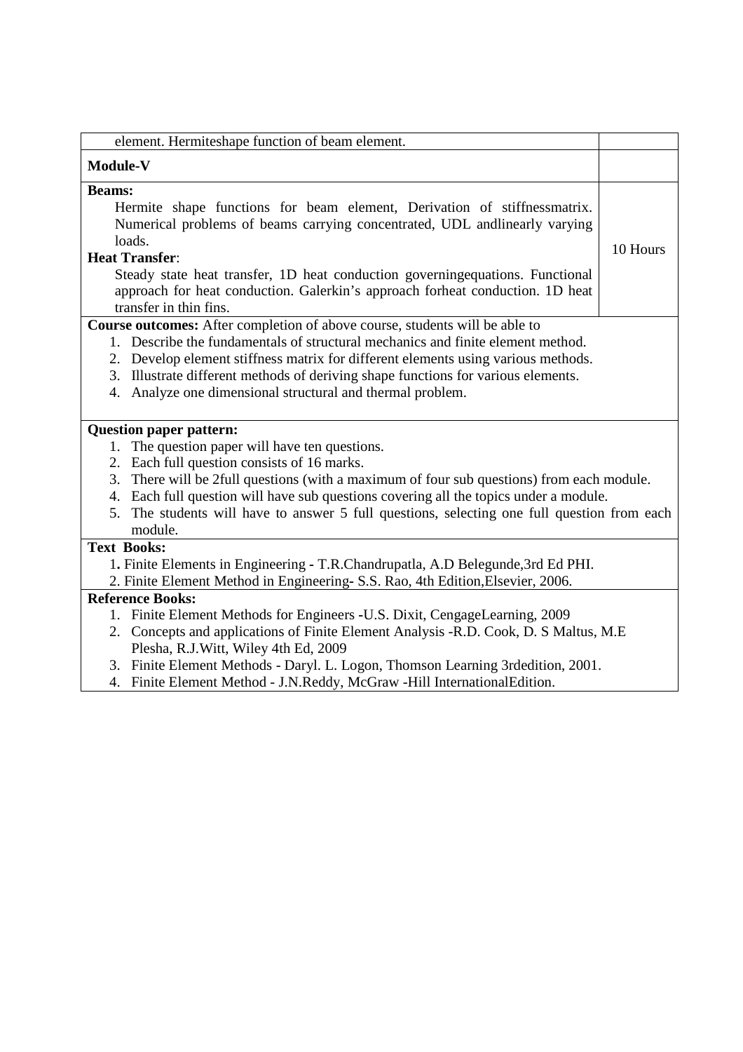| | |
|---|---|
| element. Hermiteshape function of beam element. | |
| **Module-V** | |
| **Beams:**<br>Hermite shape functions for beam element, Derivation of stiffnessmatrix. Numerical problems of beams carrying concentrated, UDL andlinearly varying loads.<br>**Heat Transfer**:<br>Steady state heat transfer, 1D heat conduction governingequations. Functional approach for heat conduction. Galerkin's approach forheat conduction. 1D heat transfer in thin fins. | 10 Hours |

**Course outcomes:** After completion of above course, students will be able to

1. Describe the fundamentals of structural mechanics and finite element method.
2. Develop element stiffness matrix for different elements using various methods.
3. Illustrate different methods of deriving shape functions for various elements.
4. Analyze one dimensional structural and thermal problem.

**Question paper pattern:**

1. The question paper will have ten questions.
2. Each full question consists of 16 marks.
3. There will be 2full questions (with a maximum of four sub questions) from each module.
4. Each full question will have sub questions covering all the topics under a module.
5. The students will have to answer 5 full questions, selecting one full question from each module.

**Text Books:**

1. Finite Elements in Engineering - T.R.Chandrupatla, A.D Belegunde,3rd Ed PHI.
2. Finite Element Method in Engineering- S.S. Rao, 4th Edition,Elsevier, 2006.

**Reference Books:**

1. Finite Element Methods for Engineers -U.S. Dixit, CengageLearning, 2009
2. Concepts and applications of Finite Element Analysis -R.D. Cook, D. S Maltus, M.E Plesha, R.J.Witt, Wiley 4th Ed, 2009
3. Finite Element Methods - Daryl. L. Logon, Thomson Learning 3rdedition, 2001.
4. Finite Element Method - J.N.Reddy, McGraw -Hill InternationalEdition.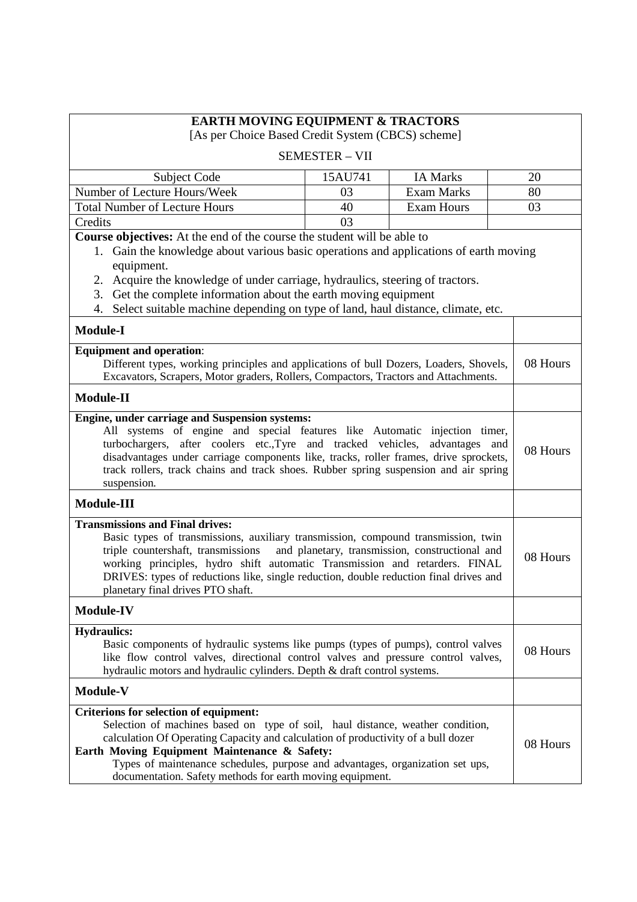# EARTH MOVING EQUIPMENT & TRACTORS

[As per Choice Based Credit System (CBCS) scheme]

SEMESTER – VII

| Subject Code | 15AU741 | IA Marks | 20 |
|---|---|---|---|
| Number of Lecture Hours/Week | 03 | Exam Marks | 80 |
| Total Number of Lecture Hours | 40 | Exam Hours | 03 |
| Credits | 03 | | |

**Course objectives:** At the end of the course the student will be able to

1. Gain the knowledge about various basic operations and applications of earth moving equipment.
2. Acquire the knowledge of under carriage, hydraulics, steering of tractors.
3. Get the complete information about the earth moving equipment
4. Select suitable machine depending on type of land, haul distance, climate, etc.

| **Module-I** | |
|---|---|
| **Equipment and operation**: Different types, working principles and applications of bull Dozers, Loaders, Shovels, Excavators, Scrapers, Motor graders, Rollers, Compactors, Tractors and Attachments. | 08 Hours |
| **Module-II** | |
| **Engine, under carriage and Suspension systems:** All systems of engine and special features like Automatic injection timer, turbochargers, after coolers etc.,Tyre and tracked vehicles, advantages and disadvantages under carriage components like, tracks, roller frames, drive sprockets, track rollers, track chains and track shoes. Rubber spring suspension and air spring suspension. | 08 Hours |
| **Module-III** | |
| **Transmissions and Final drives:** Basic types of transmissions, auxiliary transmission, compound transmission, twin triple countershaft, transmissions and planetary, transmission, constructional and working principles, hydro shift automatic Transmission and retarders. FINAL DRIVES: types of reductions like, single reduction, double reduction final drives and planetary final drives PTO shaft. | 08 Hours |
| **Module-IV** | |
| **Hydraulics:** Basic components of hydraulic systems like pumps (types of pumps), control valves like flow control valves, directional control valves and pressure control valves, hydraulic motors and hydraulic cylinders. Depth & draft control systems. | 08 Hours |
| **Module-V** | |
| **Criterions for selection of equipment:** Selection of machines based on type of soil, haul distance, weather condition, calculation Of Operating Capacity and calculation of productivity of a bull dozer **Earth Moving Equipment Maintenance & Safety:** Types of maintenance schedules, purpose and advantages, organization set ups, documentation. Safety methods for earth moving equipment. | 08 Hours |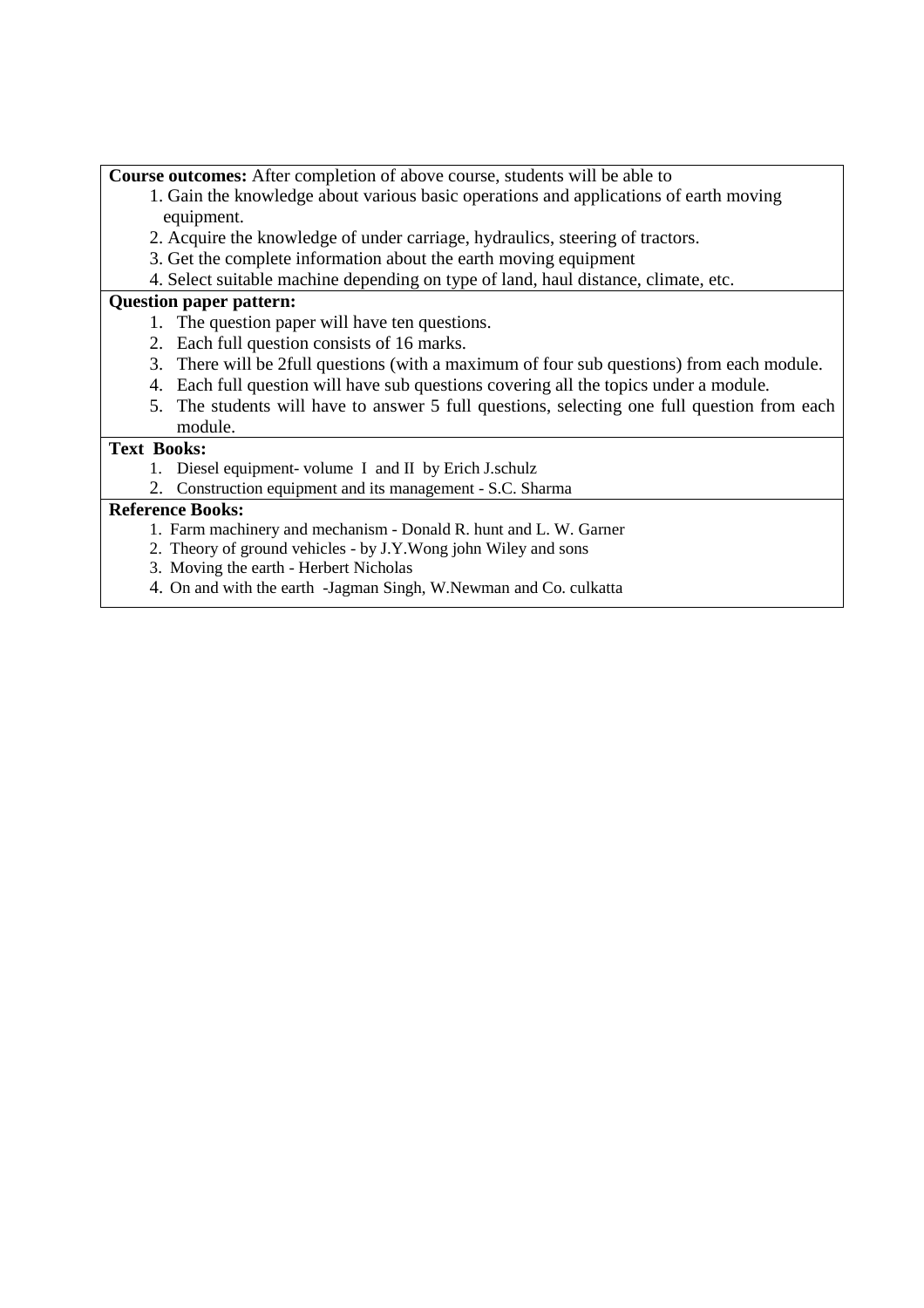**Course outcomes:** After completion of above course, students will be able to

1. Gain the knowledge about various basic operations and applications of earth moving equipment.
2. Acquire the knowledge of under carriage, hydraulics, steering of tractors.
3. Get the complete information about the earth moving equipment
4. Select suitable machine depending on type of land, haul distance, climate, etc.

**Question paper pattern:**

1. The question paper will have ten questions.
2. Each full question consists of 16 marks.
3. There will be 2full questions (with a maximum of four sub questions) from each module.
4. Each full question will have sub questions covering all the topics under a module.
5. The students will have to answer 5 full questions, selecting one full question from each module.

**Text Books:**

1. Diesel equipment- volume I and II by Erich J.schulz
2. Construction equipment and its management - S.C. Sharma

**Reference Books:**

1. Farm machinery and mechanism - Donald R. hunt and L. W. Garner
2. Theory of ground vehicles - by J.Y.Wong john Wiley and sons
3. Moving the earth - Herbert Nicholas
4. On and with the earth -Jagman Singh, W.Newman and Co. culkatta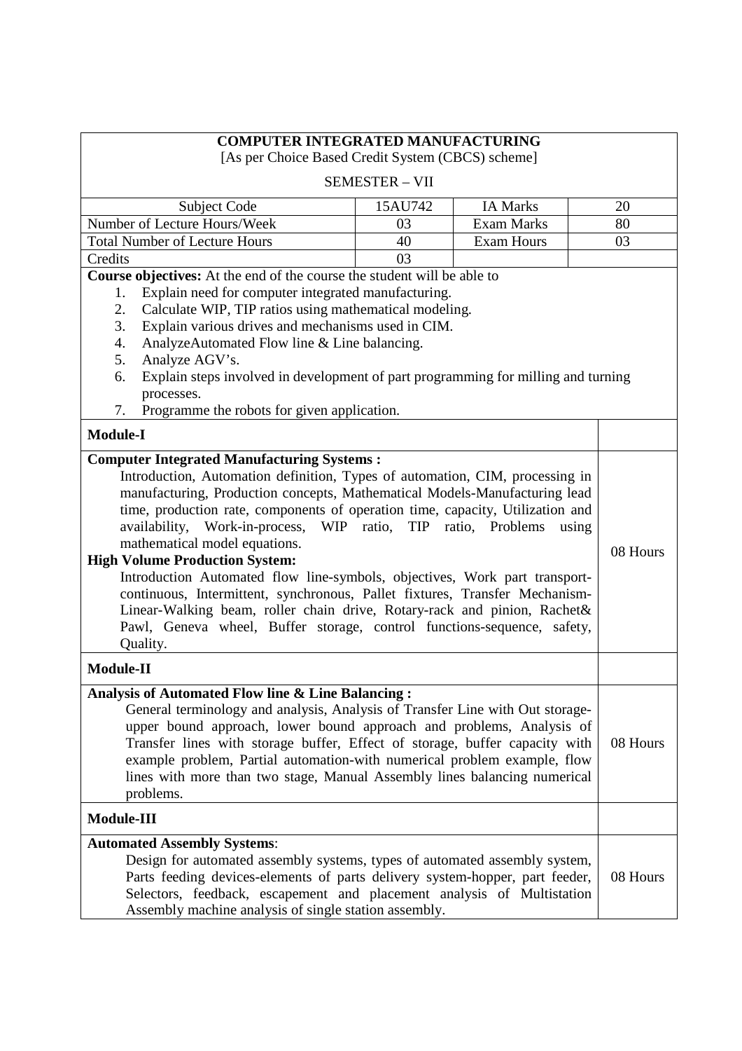**COMPUTER INTEGRATED MANUFACTURING**

[As per Choice Based Credit System (CBCS) scheme]

SEMESTER – VII

| Subject Code | 15AU742 | IA Marks | 20 |
|---|---|---|---|
| Number of Lecture Hours/Week | 03 | Exam Marks | 80 |
| Total Number of Lecture Hours | 40 | Exam Hours | 03 |
| Credits | 03 | | |

**Course objectives:** At the end of the course the student will be able to

1. Explain need for computer integrated manufacturing.
2. Calculate WIP, TIP ratios using mathematical modeling.
3. Explain various drives and mechanisms used in CIM.
4. AnalyzeAutomated Flow line & Line balancing.
5. Analyze AGV's.
6. Explain steps involved in development of part programming for milling and turning processes.
7. Programme the robots for given application.

| Module-I | |
|---|---|
| **Computer Integrated Manufacturing Systems :** Introduction, Automation definition, Types of automation, CIM, processing in manufacturing, Production concepts, Mathematical Models-Manufacturing lead time, production rate, components of operation time, capacity, Utilization and availability, Work-in-process, WIP ratio, TIP ratio, Problems using mathematical model equations. **High Volume Production System:** Introduction Automated flow line-symbols, objectives, Work part transport-continuous, Intermittent, synchronous, Pallet fixtures, Transfer Mechanism-Linear-Walking beam, roller chain drive, Rotary-rack and pinion, Rachet& Pawl, Geneva wheel, Buffer storage, control functions-sequence, safety, Quality. | 08 Hours |
| **Module-II** | |
| **Analysis of Automated Flow line & Line Balancing :** General terminology and analysis, Analysis of Transfer Line with Out storage-upper bound approach, lower bound approach and problems, Analysis of Transfer lines with storage buffer, Effect of storage, buffer capacity with example problem, Partial automation-with numerical problem example, flow lines with more than two stage, Manual Assembly lines balancing numerical problems. | 08 Hours |
| **Module-III** | |
| **Automated Assembly Systems**: Design for automated assembly systems, types of automated assembly system, Parts feeding devices-elements of parts delivery system-hopper, part feeder, Selectors, feedback, escapement and placement analysis of Multistation Assembly machine analysis of single station assembly. | 08 Hours |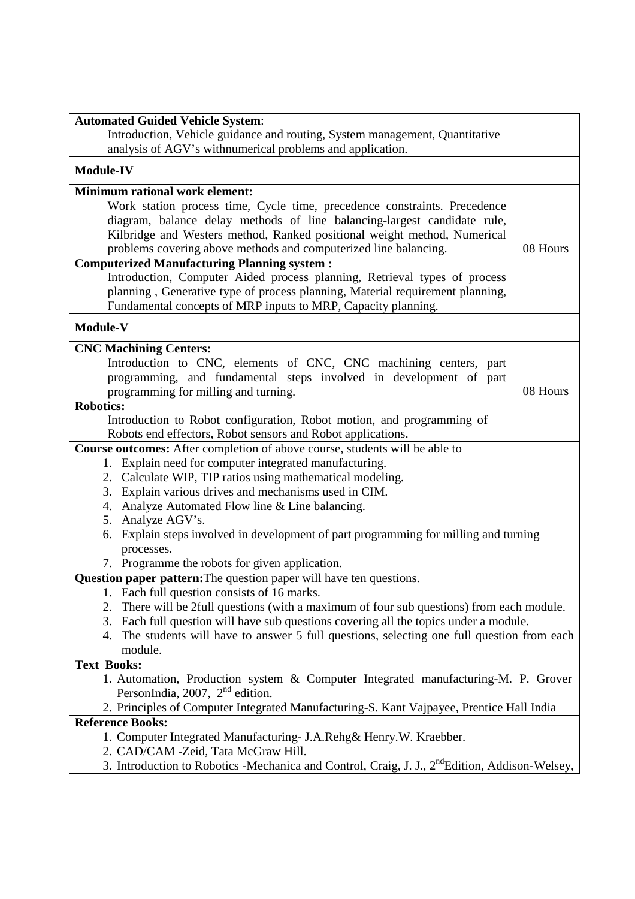| | |
|---|---|
| **Automated Guided Vehicle System**: Introduction, Vehicle guidance and routing, System management, Quantitative analysis of AGV's withnumerical problems and application. | |
| **Module-IV** | |
| **Minimum rational work element:** Work station process time, Cycle time, precedence constraints. Precedence diagram, balance delay methods of line balancing-largest candidate rule, Kilbridge and Westers method, Ranked positional weight method, Numerical problems covering above methods and computerized line balancing. **Computerized Manufacturing Planning system :** Introduction, Computer Aided process planning, Retrieval types of process planning , Generative type of process planning, Material requirement planning, Fundamental concepts of MRP inputs to MRP, Capacity planning. | 08 Hours |
| **Module-V** | |
| **CNC Machining Centers:** Introduction to CNC, elements of CNC, CNC machining centers, part programming, and fundamental steps involved in development of part programming for milling and turning. **Robotics:** Introduction to Robot configuration, Robot motion, and programming of Robots end effectors, Robot sensors and Robot applications. | 08 Hours |

**Course outcomes:** After completion of above course, students will be able to

1. Explain need for computer integrated manufacturing.
2. Calculate WIP, TIP ratios using mathematical modeling.
3. Explain various drives and mechanisms used in CIM.
4. Analyze Automated Flow line & Line balancing.
5. Analyze AGV's.
6. Explain steps involved in development of part programming for milling and turning processes.
7. Programme the robots for given application.

**Question paper pattern:**The question paper will have ten questions.

1. Each full question consists of 16 marks.
2. There will be 2full questions (with a maximum of four sub questions) from each module.
3. Each full question will have sub questions covering all the topics under a module.
4. The students will have to answer 5 full questions, selecting one full question from each module.

**Text Books:**

1. Automation, Production system & Computer Integrated manufacturing-M. P. Grover PersonIndia, 2007, 2nd edition.
2. Principles of Computer Integrated Manufacturing-S. Kant Vajpayee, Prentice Hall India

**Reference Books:**

1. Computer Integrated Manufacturing- J.A.Rehg& Henry.W. Kraebber.
2. CAD/CAM -Zeid, Tata McGraw Hill.
3. Introduction to Robotics -Mechanica and Control, Craig, J. J., 2ndEdition, Addison-Welsey,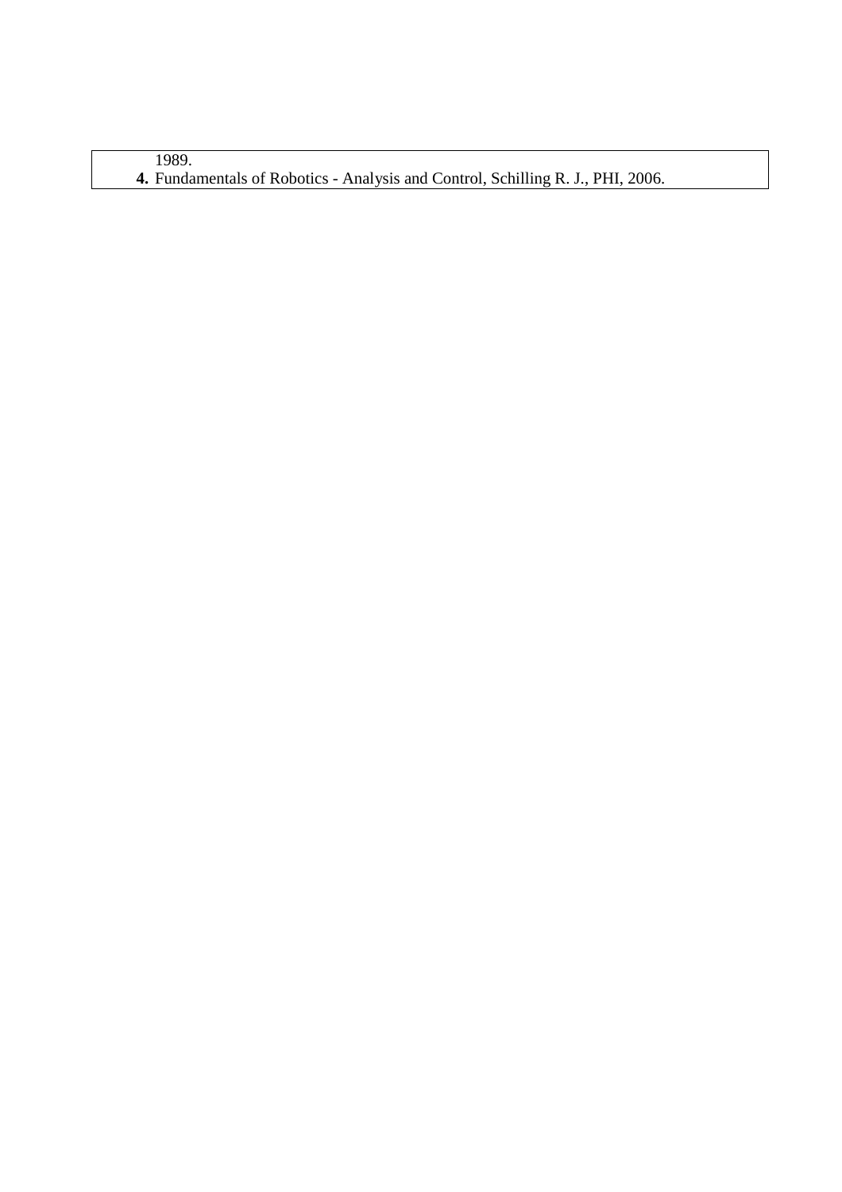1989.

**4.** Fundamentals of Robotics - Analysis and Control, Schilling R. J., PHI, 2006.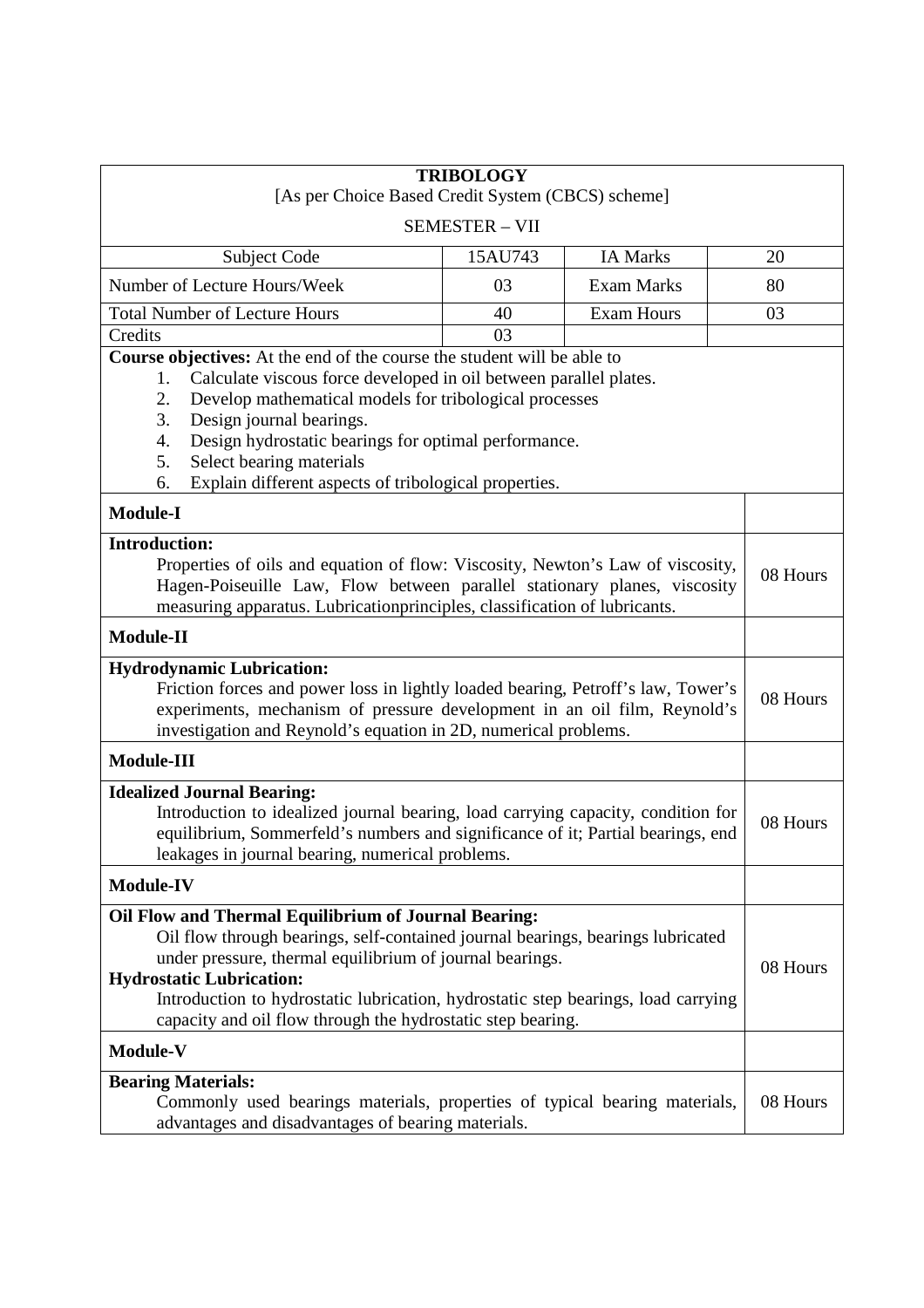## TRIBOLOGY

[As per Choice Based Credit System (CBCS) scheme]

SEMESTER – VII

| Subject Code | 15AU743 | IA Marks | 20 |
|---|---|---|---|
| Number of Lecture Hours/Week | 03 | Exam Marks | 80 |
| Total Number of Lecture Hours | 40 | Exam Hours | 03 |
| Credits | 03 | | |

**Course objectives:** At the end of the course the student will be able to

1. Calculate viscous force developed in oil between parallel plates.
2. Develop mathematical models for tribological processes
3. Design journal bearings.
4. Design hydrostatic bearings for optimal performance.
5. Select bearing materials
6. Explain different aspects of tribological properties.

| Module | |
|---|---|
| **Module-I** | |
| **Introduction:** Properties of oils and equation of flow: Viscosity, Newton's Law of viscosity, Hagen-Poiseuille Law, Flow between parallel stationary planes, viscosity measuring apparatus. Lubricationprinciples, classification of lubricants. | 08 Hours |
| **Module-II** | |
| **Hydrodynamic Lubrication:** Friction forces and power loss in lightly loaded bearing, Petroff's law, Tower's experiments, mechanism of pressure development in an oil film, Reynold's investigation and Reynold's equation in 2D, numerical problems. | 08 Hours |
| **Module-III** | |
| **Idealized Journal Bearing:** Introduction to idealized journal bearing, load carrying capacity, condition for equilibrium, Sommerfeld's numbers and significance of it; Partial bearings, end leakages in journal bearing, numerical problems. | 08 Hours |
| **Module-IV** | |
| **Oil Flow and Thermal Equilibrium of Journal Bearing:** Oil flow through bearings, self-contained journal bearings, bearings lubricated under pressure, thermal equilibrium of journal bearings. **Hydrostatic Lubrication:** Introduction to hydrostatic lubrication, hydrostatic step bearings, load carrying capacity and oil flow through the hydrostatic step bearing. | 08 Hours |
| **Module-V** | |
| **Bearing Materials:** Commonly used bearings materials, properties of typical bearing materials, advantages and disadvantages of bearing materials. | 08 Hours |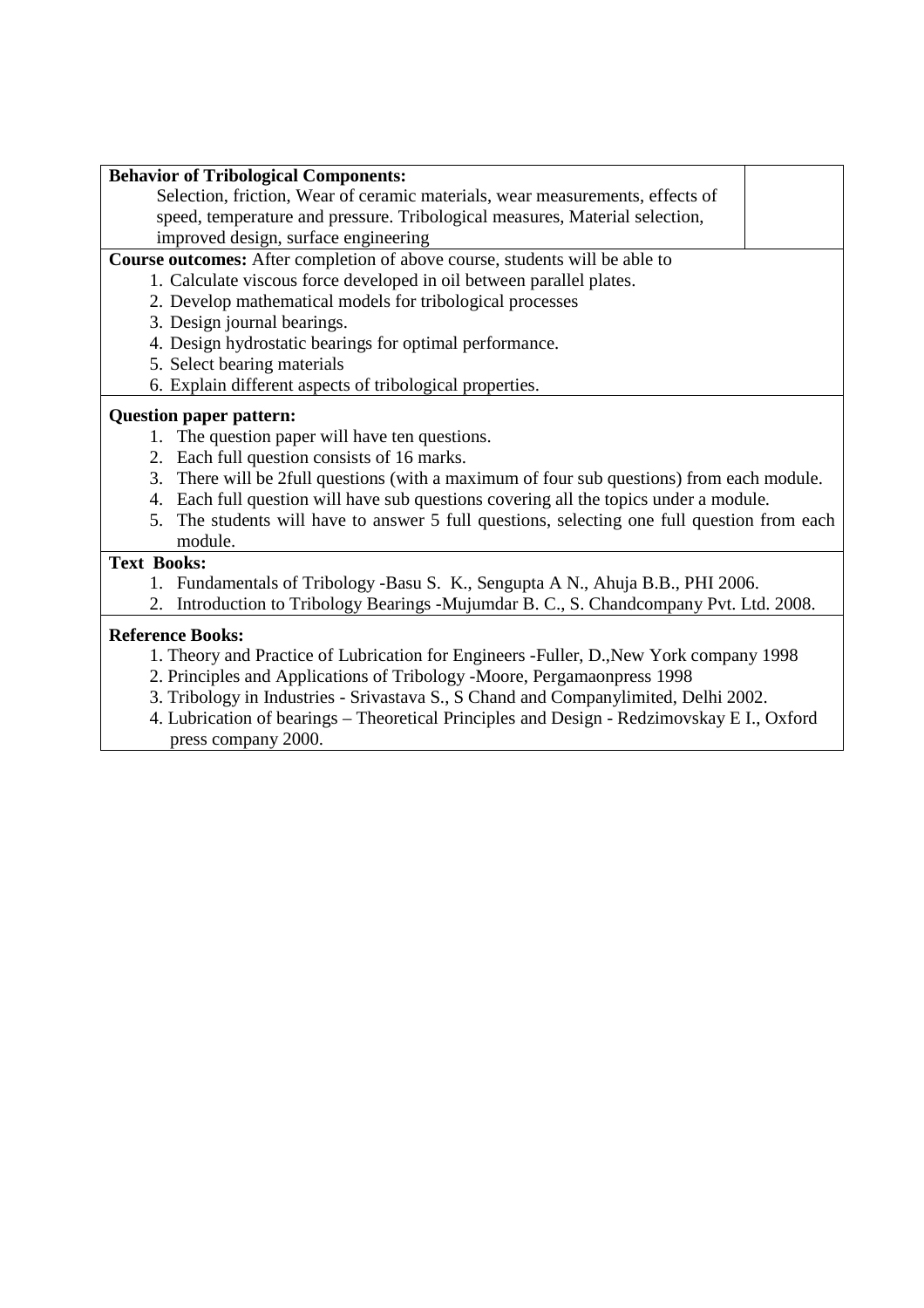| **Behavior of Tribological Components:** Selection, friction, Wear of ceramic materials, wear measurements, effects of speed, temperature and pressure. Tribological measures, Material selection, improved design, surface engineering | |
|---|---|

**Course outcomes:** After completion of above course, students will be able to

1. Calculate viscous force developed in oil between parallel plates.
2. Develop mathematical models for tribological processes
3. Design journal bearings.
4. Design hydrostatic bearings for optimal performance.
5. Select bearing materials
6. Explain different aspects of tribological properties.

**Question paper pattern:**

1. The question paper will have ten questions.
2. Each full question consists of 16 marks.
3. There will be 2full questions (with a maximum of four sub questions) from each module.
4. Each full question will have sub questions covering all the topics under a module.
5. The students will have to answer 5 full questions, selecting one full question from each module.

**Text Books:**

1. Fundamentals of Tribology -Basu S. K., Sengupta A N., Ahuja B.B., PHI 2006.
2. Introduction to Tribology Bearings -Mujumdar B. C., S. Chandcompany Pvt. Ltd. 2008.

**Reference Books:**

1. Theory and Practice of Lubrication for Engineers -Fuller, D.,New York company 1998
2. Principles and Applications of Tribology -Moore, Pergamaonpress 1998
3. Tribology in Industries - Srivastava S., S Chand and Companylimited, Delhi 2002.
4. Lubrication of bearings – Theoretical Principles and Design - Redzimovskay E I., Oxford press company 2000.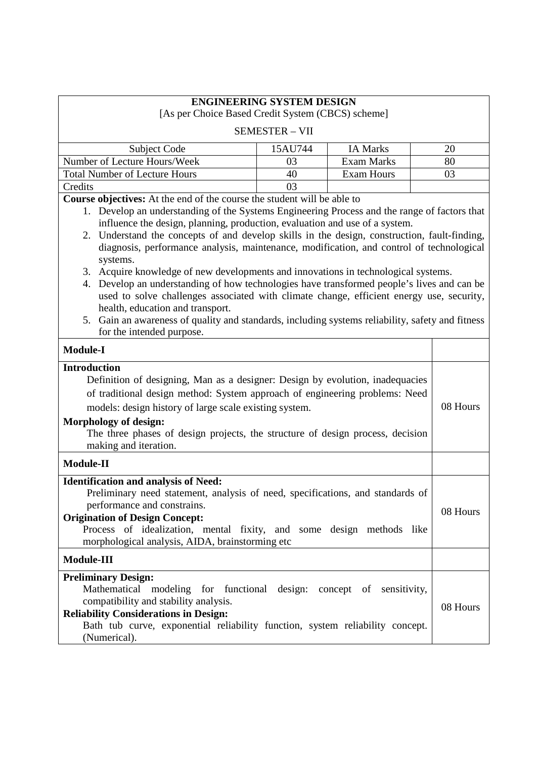# ENGINEERING SYSTEM DESIGN

[As per Choice Based Credit System (CBCS) scheme]

SEMESTER – VII

| Subject Code | 15AU744 | IA Marks | 20 |
|---|---|---|---|
| Number of Lecture Hours/Week | 03 | Exam Marks | 80 |
| Total Number of Lecture Hours | 40 | Exam Hours | 03 |
| Credits | 03 | | |

**Course objectives:** At the end of the course the student will be able to

1. Develop an understanding of the Systems Engineering Process and the range of factors that influence the design, planning, production, evaluation and use of a system.
2. Understand the concepts of and develop skills in the design, construction, fault-finding, diagnosis, performance analysis, maintenance, modification, and control of technological systems.
3. Acquire knowledge of new developments and innovations in technological systems.
4. Develop an understanding of how technologies have transformed people's lives and can be used to solve challenges associated with climate change, efficient energy use, security, health, education and transport.
5. Gain an awareness of quality and standards, including systems reliability, safety and fitness for the intended purpose.

| **Module-I** | |
|---|---|
| **Introduction**<br>Definition of designing, Man as a designer: Design by evolution, inadequacies of traditional design method: System approach of engineering problems: Need models: design history of large scale existing system.<br>**Morphology of design:**<br>The three phases of design projects, the structure of design process, decision making and iteration. | 08 Hours |
| **Module-II** | |
| **Identification and analysis of Need:**<br>Preliminary need statement, analysis of need, specifications, and standards of performance and constrains.<br>**Origination of Design Concept:**<br>Process of idealization, mental fixity, and some design methods like morphological analysis, AIDA, brainstorming etc | 08 Hours |
| **Module-III** | |
| **Preliminary Design:**<br>Mathematical modeling for functional design: concept of sensitivity, compatibility and stability analysis.<br>**Reliability Considerations in Design:**<br>Bath tub curve, exponential reliability function, system reliability concept. (Numerical). | 08 Hours |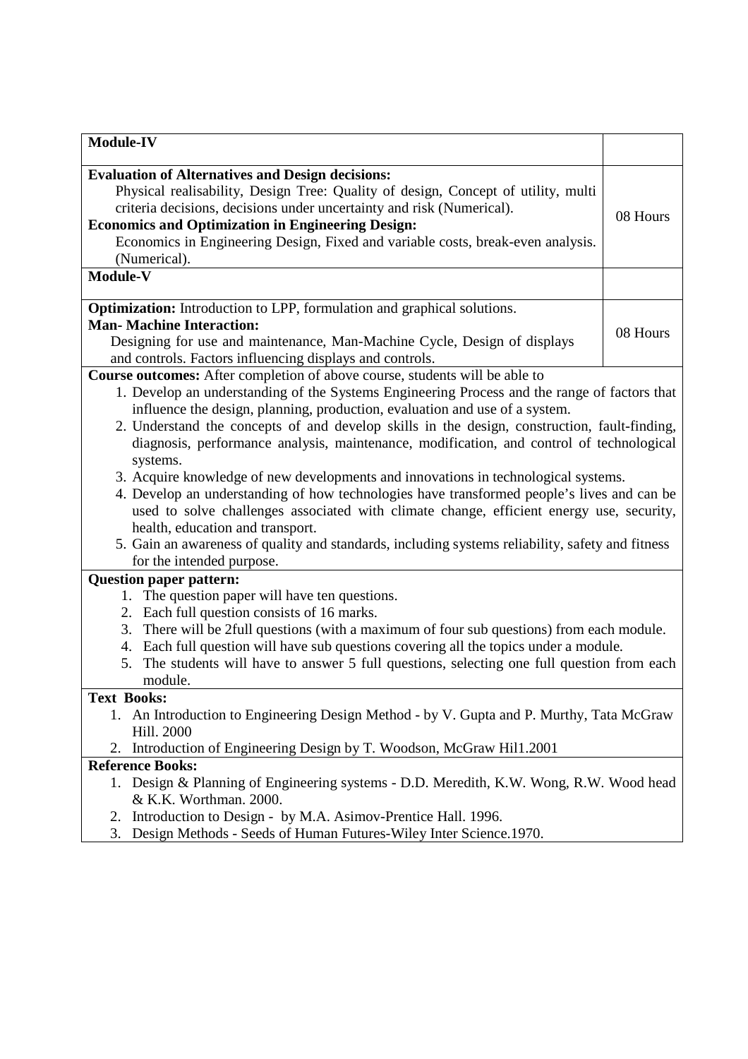| Module-IV | |
|---|---|
| **Evaluation of Alternatives and Design decisions:**<br>Physical realisability, Design Tree: Quality of design, Concept of utility, multi criteria decisions, decisions under uncertainty and risk (Numerical).<br>**Economics and Optimization in Engineering Design:**<br>Economics in Engineering Design, Fixed and variable costs, break-even analysis. (Numerical). | 08 Hours |
| **Module-V** | |
| **Optimization:** Introduction to LPP, formulation and graphical solutions.<br>**Man- Machine Interaction:**<br>Designing for use and maintenance, Man-Machine Cycle, Design of displays and controls. Factors influencing displays and controls. | 08 Hours |

**Course outcomes:** After completion of above course, students will be able to

1. Develop an understanding of the Systems Engineering Process and the range of factors that influence the design, planning, production, evaluation and use of a system.
2. Understand the concepts of and develop skills in the design, construction, fault-finding, diagnosis, performance analysis, maintenance, modification, and control of technological systems.
3. Acquire knowledge of new developments and innovations in technological systems.
4. Develop an understanding of how technologies have transformed people's lives and can be used to solve challenges associated with climate change, efficient energy use, security, health, education and transport.
5. Gain an awareness of quality and standards, including systems reliability, safety and fitness for the intended purpose.

**Question paper pattern:**

1. The question paper will have ten questions.
2. Each full question consists of 16 marks.
3. There will be 2full questions (with a maximum of four sub questions) from each module.
4. Each full question will have sub questions covering all the topics under a module.
5. The students will have to answer 5 full questions, selecting one full question from each module.

**Text Books:**

1. An Introduction to Engineering Design Method - by V. Gupta and P. Murthy, Tata McGraw Hill. 2000
2. Introduction of Engineering Design by T. Woodson, McGraw Hil1.2001

**Reference Books:**

1. Design & Planning of Engineering systems - D.D. Meredith, K.W. Wong, R.W. Wood head & K.K. Worthman. 2000.
2. Introduction to Design - by M.A. Asimov-Prentice Hall. 1996.
3. Design Methods - Seeds of Human Futures-Wiley Inter Science.1970.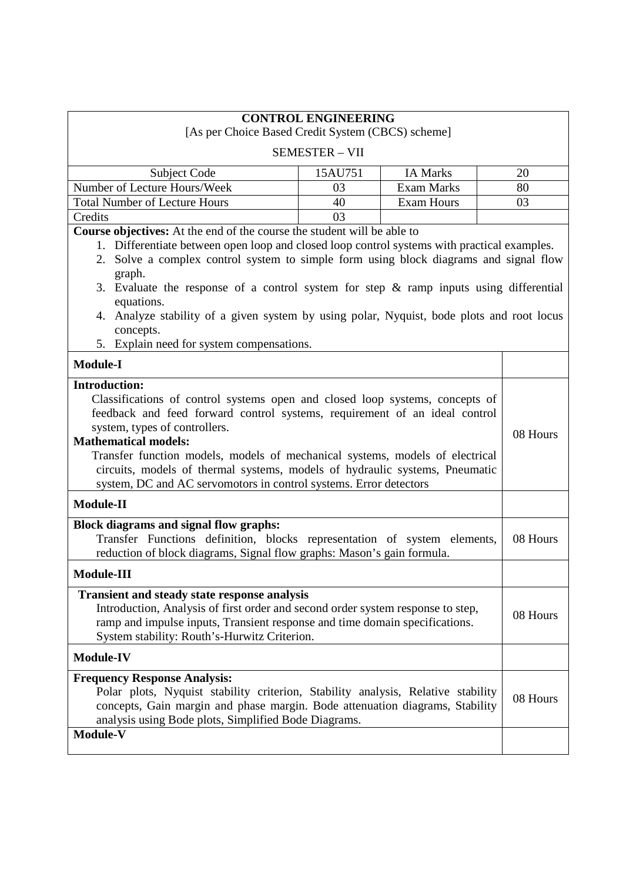## CONTROL ENGINEERING

[As per Choice Based Credit System (CBCS) scheme]

SEMESTER – VII

| Subject Code | 15AU751 | IA Marks | 20 |
|---|---|---|---|
| Number of Lecture Hours/Week | 03 | Exam Marks | 80 |
| Total Number of Lecture Hours | 40 | Exam Hours | 03 |
| Credits | 03 | | |

**Course objectives:** At the end of the course the student will be able to

1. Differentiate between open loop and closed loop control systems with practical examples.
2. Solve a complex control system to simple form using block diagrams and signal flow graph.
3. Evaluate the response of a control system for step & ramp inputs using differential equations.
4. Analyze stability of a given system by using polar, Nyquist, bode plots and root locus concepts.
5. Explain need for system compensations.

| Module | Hours |
|---|---|
| **Module-I** | |
| **Introduction:** Classifications of control systems open and closed loop systems, concepts of feedback and feed forward control systems, requirement of an ideal control system, types of controllers. **Mathematical models:** Transfer function models, models of mechanical systems, models of electrical circuits, models of thermal systems, models of hydraulic systems, Pneumatic system, DC and AC servomotors in control systems. Error detectors | 08 Hours |
| **Module-II** | |
| **Block diagrams and signal flow graphs:** Transfer Functions definition, blocks representation of system elements, reduction of block diagrams, Signal flow graphs: Mason's gain formula. | 08 Hours |
| **Module-III** | |
| **Transient and steady state response analysis** Introduction, Analysis of first order and second order system response to step, ramp and impulse inputs, Transient response and time domain specifications. System stability: Routh's-Hurwitz Criterion. | 08 Hours |
| **Module-IV** | |
| **Frequency Response Analysis:** Polar plots, Nyquist stability criterion, Stability analysis, Relative stability concepts, Gain margin and phase margin. Bode attenuation diagrams, Stability analysis using Bode plots, Simplified Bode Diagrams. | 08 Hours |
| **Module-V** | |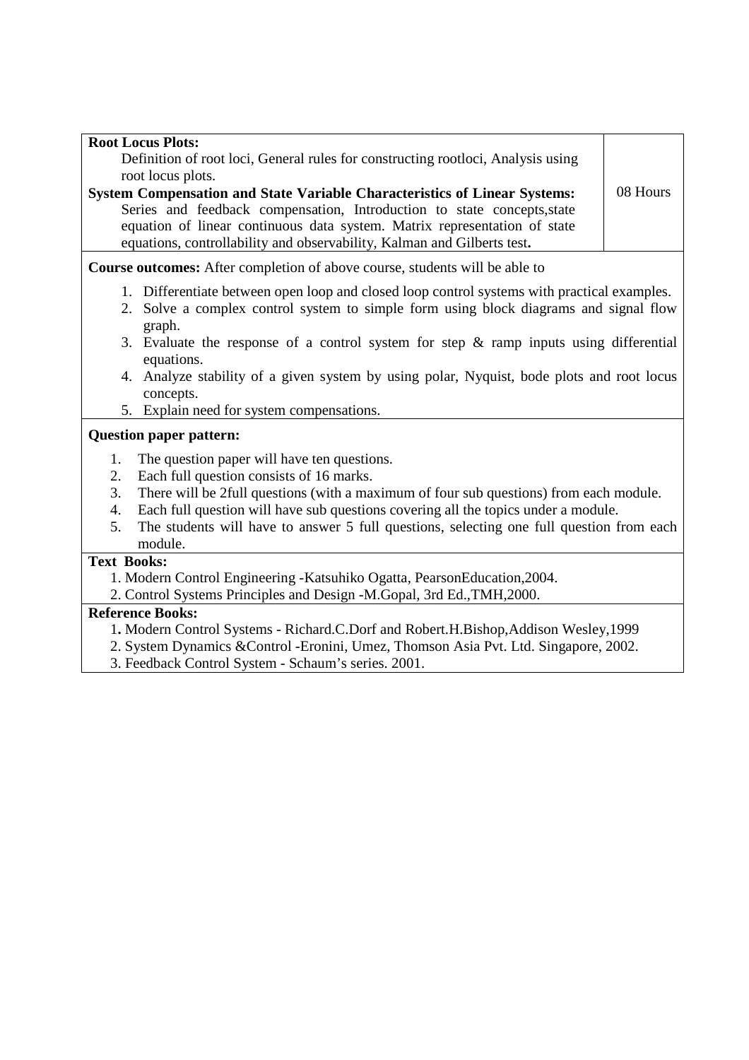| **Root Locus Plots:** Definition of root loci, General rules for constructing rootloci, Analysis using root locus plots. **System Compensation and State Variable Characteristics of Linear Systems:** Series and feedback compensation, Introduction to state concepts,state equation of linear continuous data system. Matrix representation of state equations, controllability and observability, Kalman and Gilberts test**.** | 08 Hours |
|---|---|

**Course outcomes:** After completion of above course, students will be able to

1. Differentiate between open loop and closed loop control systems with practical examples.
2. Solve a complex control system to simple form using block diagrams and signal flow graph.
3. Evaluate the response of a control system for step & ramp inputs using differential equations.
4. Analyze stability of a given system by using polar, Nyquist, bode plots and root locus concepts.
5. Explain need for system compensations.

**Question paper pattern:**

1. The question paper will have ten questions.
2. Each full question consists of 16 marks.
3. There will be 2full questions (with a maximum of four sub questions) from each module.
4. Each full question will have sub questions covering all the topics under a module.
5. The students will have to answer 5 full questions, selecting one full question from each module.

**Text Books:**

1. Modern Control Engineering -Katsuhiko Ogatta, PearsonEducation,2004.
2. Control Systems Principles and Design -M.Gopal, 3rd Ed.,TMH,2000.

**Reference Books:**

1**.** Modern Control Systems - Richard.C.Dorf and Robert.H.Bishop,Addison Wesley,1999
2. System Dynamics &Control -Eronini, Umez, Thomson Asia Pvt. Ltd. Singapore, 2002.
3. Feedback Control System - Schaum's series. 2001.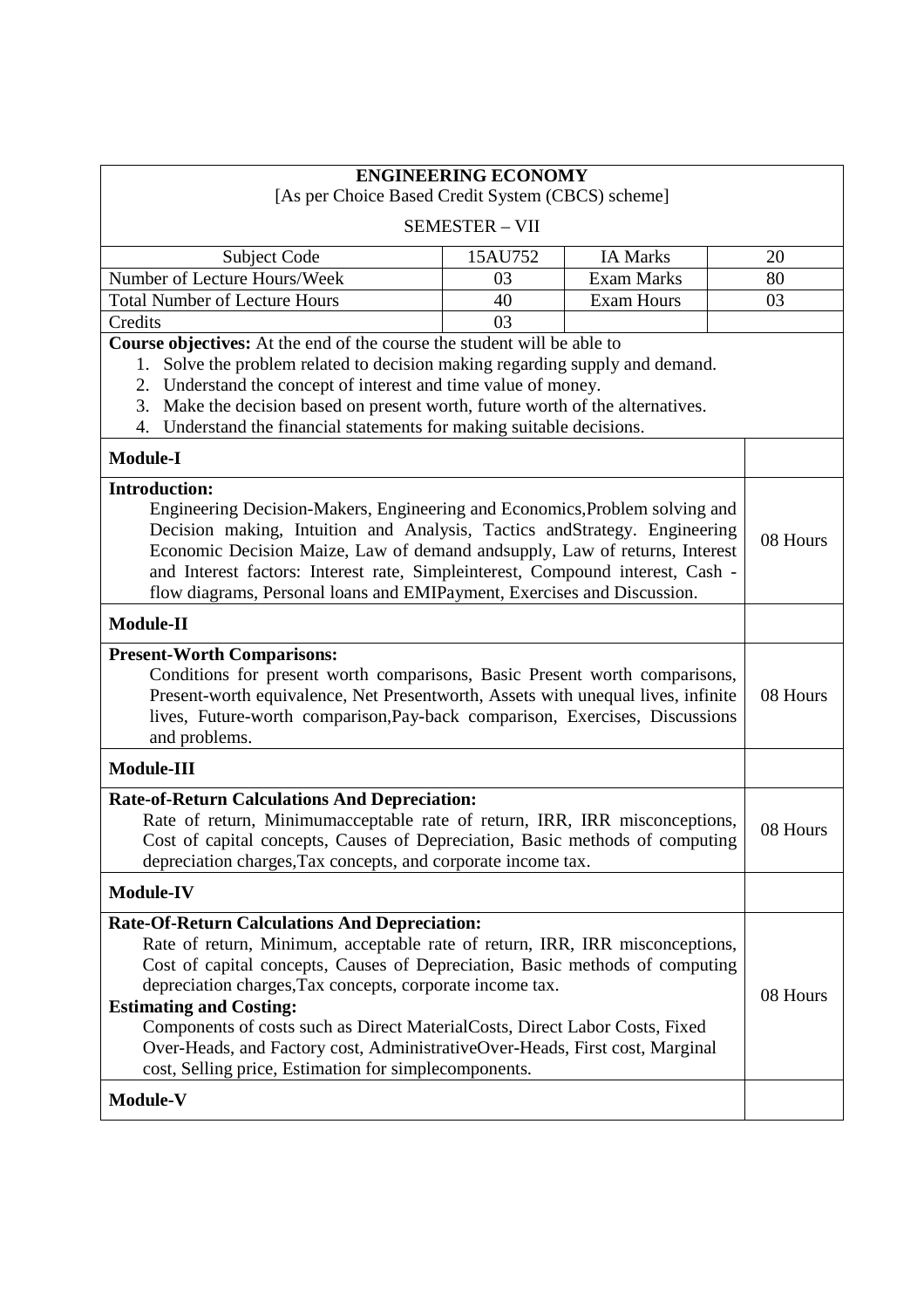## ENGINEERING ECONOMY

[As per Choice Based Credit System (CBCS) scheme]

SEMESTER – VII

| Subject Code | 15AU752 | IA Marks | 20 |
|---|---|---|---|
| Number of Lecture Hours/Week | 03 | Exam Marks | 80 |
| Total Number of Lecture Hours | 40 | Exam Hours | 03 |
| Credits | 03 | | |

**Course objectives:** At the end of the course the student will be able to

1. Solve the problem related to decision making regarding supply and demand.
2. Understand the concept of interest and time value of money.
3. Make the decision based on present worth, future worth of the alternatives.
4. Understand the financial statements for making suitable decisions.

| Module | Hours |
|---|---|
| **Module-I** | |
| **Introduction:** Engineering Decision-Makers, Engineering and Economics,Problem solving and Decision making, Intuition and Analysis, Tactics andStrategy. Engineering Economic Decision Maize, Law of demand andsupply, Law of returns, Interest and Interest factors: Interest rate, Simpleinterest, Compound interest, Cash - flow diagrams, Personal loans and EMIPayment, Exercises and Discussion. | 08 Hours |
| **Module-II** | |
| **Present-Worth Comparisons:** Conditions for present worth comparisons, Basic Present worth comparisons, Present-worth equivalence, Net Presentworth, Assets with unequal lives, infinite lives, Future-worth comparison,Pay-back comparison, Exercises, Discussions and problems. | 08 Hours |
| **Module-III** | |
| **Rate-of-Return Calculations And Depreciation:** Rate of return, Minimumacceptable rate of return, IRR, IRR misconceptions, Cost of capital concepts, Causes of Depreciation, Basic methods of computing depreciation charges,Tax concepts, and corporate income tax. | 08 Hours |
| **Module-IV** | |
| **Rate-Of-Return Calculations And Depreciation:** Rate of return, Minimum, acceptable rate of return, IRR, IRR misconceptions, Cost of capital concepts, Causes of Depreciation, Basic methods of computing depreciation charges,Tax concepts, corporate income tax. **Estimating and Costing:** Components of costs such as Direct MaterialCosts, Direct Labor Costs, Fixed Over-Heads, and Factory cost, AdministrativeOver-Heads, First cost, Marginal cost, Selling price, Estimation for simplecomponents. | 08 Hours |
| **Module-V** | |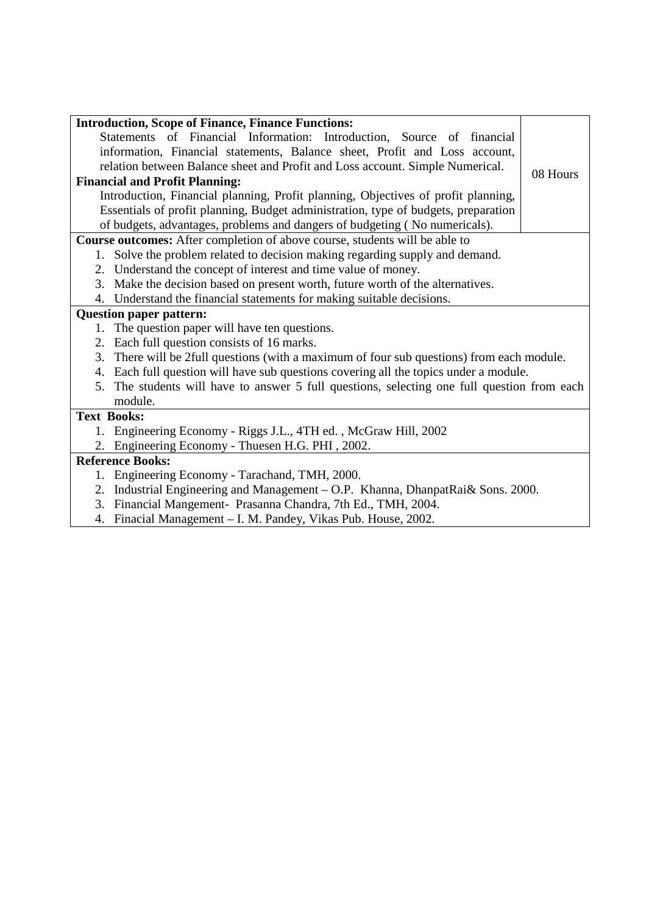| | |
|---|---|
| **Introduction, Scope of Finance, Finance Functions:**<br>Statements of Financial Information: Introduction, Source of financial information, Financial statements, Balance sheet, Profit and Loss account, relation between Balance sheet and Profit and Loss account. Simple Numerical.<br>**Financial and Profit Planning:**<br>Introduction, Financial planning, Profit planning, Objectives of profit planning, Essentials of profit planning, Budget administration, type of budgets, preparation of budgets, advantages, problems and dangers of budgeting ( No numericals). | 08 Hours |

**Course outcomes:** After completion of above course, students will be able to

1. Solve the problem related to decision making regarding supply and demand.
2. Understand the concept of interest and time value of money.
3. Make the decision based on present worth, future worth of the alternatives.
4. Understand the financial statements for making suitable decisions.

**Question paper pattern:**

1. The question paper will have ten questions.
2. Each full question consists of 16 marks.
3. There will be 2full questions (with a maximum of four sub questions) from each module.
4. Each full question will have sub questions covering all the topics under a module.
5. The students will have to answer 5 full questions, selecting one full question from each module.

**Text Books:**

1. Engineering Economy - Riggs J.L., 4TH ed. , McGraw Hill, 2002
2. Engineering Economy - Thuesen H.G. PHI , 2002.

**Reference Books:**

1. Engineering Economy - Tarachand, TMH, 2000.
2. Industrial Engineering and Management – O.P. Khanna, DhanpatRai& Sons. 2000.
3. Financial Mangement- Prasanna Chandra, 7th Ed., TMH, 2004.
4. Finacial Management – I. M. Pandey, Vikas Pub. House, 2002.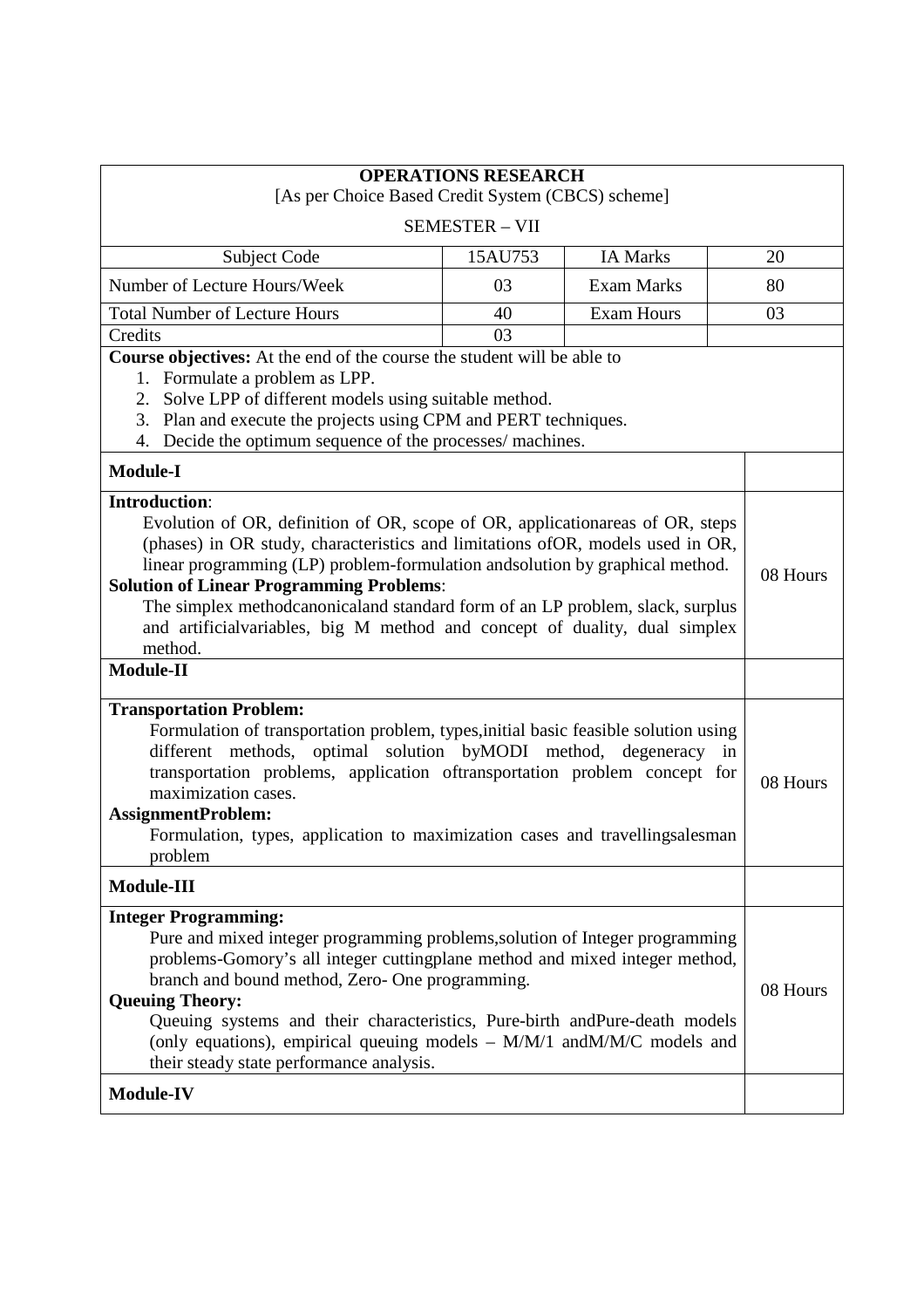**OPERATIONS RESEARCH**

[As per Choice Based Credit System (CBCS) scheme]

SEMESTER – VII

| Subject Code | 15AU753 | IA Marks | 20 |
|---|---|---|---|
| Number of Lecture Hours/Week | 03 | Exam Marks | 80 |
| Total Number of Lecture Hours | 40 | Exam Hours | 03 |
| Credits | 03 | | |

**Course objectives:** At the end of the course the student will be able to

1. Formulate a problem as LPP.
2. Solve LPP of different models using suitable method.
3. Plan and execute the projects using CPM and PERT techniques.
4. Decide the optimum sequence of the processes/ machines.

| **Module-I** | |
|---|---|
| **Introduction**: Evolution of OR, definition of OR, scope of OR, applicationareas of OR, steps (phases) in OR study, characteristics and limitations ofOR, models used in OR, linear programming (LP) problem-formulation andsolution by graphical method. **Solution of Linear Programming Problems**: The simplex methodcanonicaland standard form of an LP problem, slack, surplus and artificialvariables, big M method and concept of duality, dual simplex method. | 08 Hours |
| **Module-II** | |
| **Transportation Problem:** Formulation of transportation problem, types,initial basic feasible solution using different methods, optimal solution byMODI method, degeneracy in transportation problems, application oftransportation problem concept for maximization cases. **AssignmentProblem:** Formulation, types, application to maximization cases and travellingsalesman problem | 08 Hours |
| **Module-III** | |
| **Integer Programming:** Pure and mixed integer programming problems,solution of Integer programming problems-Gomory's all integer cuttingplane method and mixed integer method, branch and bound method, Zero- One programming. **Queuing Theory:** Queuing systems and their characteristics, Pure-birth andPure-death models (only equations), empirical queuing models – M/M/1 andM/M/C models and their steady state performance analysis. | 08 Hours |
| **Module-IV** | |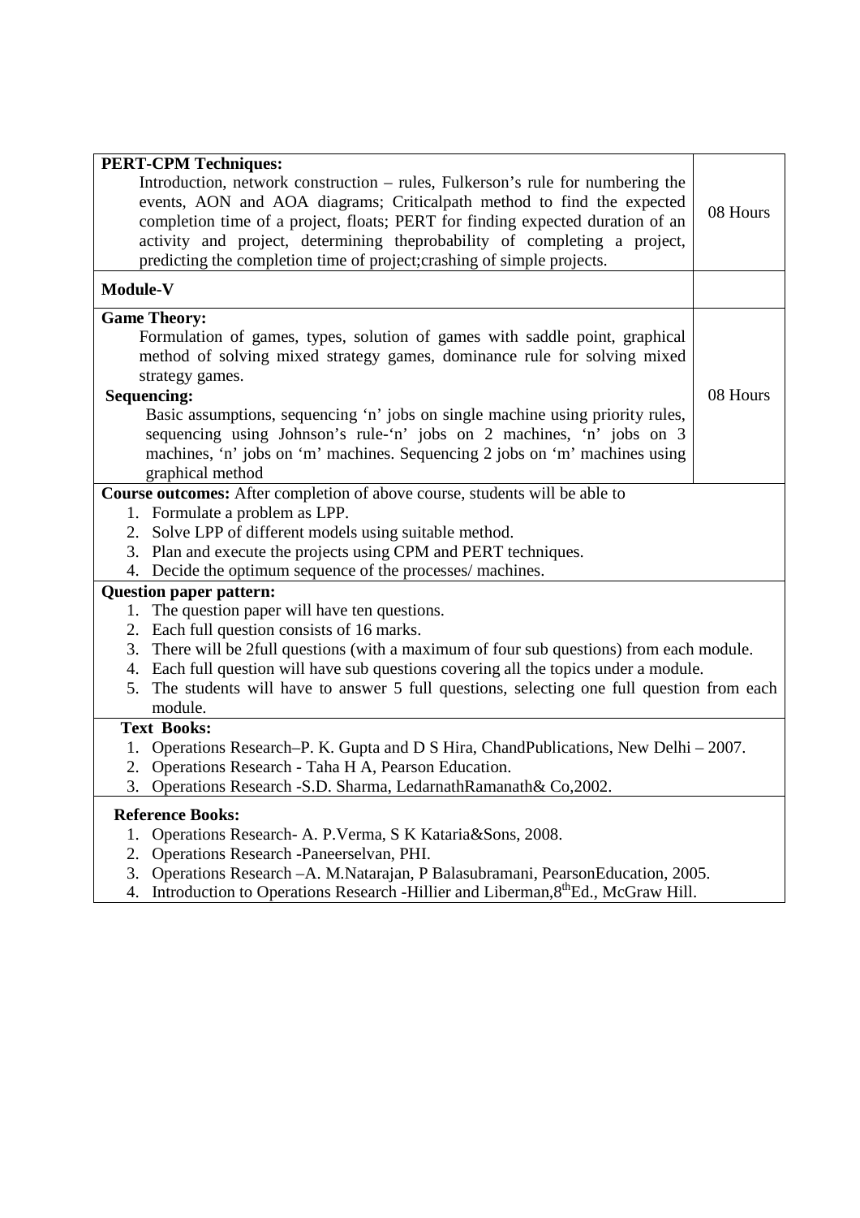| | |
|---|---|
| **PERT-CPM Techniques:**<br>Introduction, network construction – rules, Fulkerson's rule for numbering the events, AON and AOA diagrams; Criticalpath method to find the expected completion time of a project, floats; PERT for finding expected duration of an activity and project, determining theprobability of completing a project, predicting the completion time of project;crashing of simple projects. | 08 Hours |
| **Module-V** | |
| **Game Theory:**<br>Formulation of games, types, solution of games with saddle point, graphical method of solving mixed strategy games, dominance rule for solving mixed strategy games.<br>**Sequencing:**<br>Basic assumptions, sequencing 'n' jobs on single machine using priority rules, sequencing using Johnson's rule-'n' jobs on 2 machines, 'n' jobs on 3 machines, 'n' jobs on 'm' machines. Sequencing 2 jobs on 'm' machines using graphical method | 08 Hours |

**Course outcomes:** After completion of above course, students will be able to

1. Formulate a problem as LPP.
2. Solve LPP of different models using suitable method.
3. Plan and execute the projects using CPM and PERT techniques.
4. Decide the optimum sequence of the processes/ machines.

**Question paper pattern:**

1. The question paper will have ten questions.
2. Each full question consists of 16 marks.
3. There will be 2full questions (with a maximum of four sub questions) from each module.
4. Each full question will have sub questions covering all the topics under a module.
5. The students will have to answer 5 full questions, selecting one full question from each module.

**Text Books:**

1. Operations Research–P. K. Gupta and D S Hira, ChandPublications, New Delhi – 2007.
2. Operations Research - Taha H A, Pearson Education.
3. Operations Research -S.D. Sharma, LedarnathRamanath& Co,2002.

**Reference Books:**

1. Operations Research- A. P.Verma, S K Kataria&Sons, 2008.
2. Operations Research -Paneerselvan, PHI.
3. Operations Research –A. M.Natarajan, P Balasubramani, PearsonEducation, 2005.
4. Introduction to Operations Research -Hillier and Liberman,8th Ed., McGraw Hill.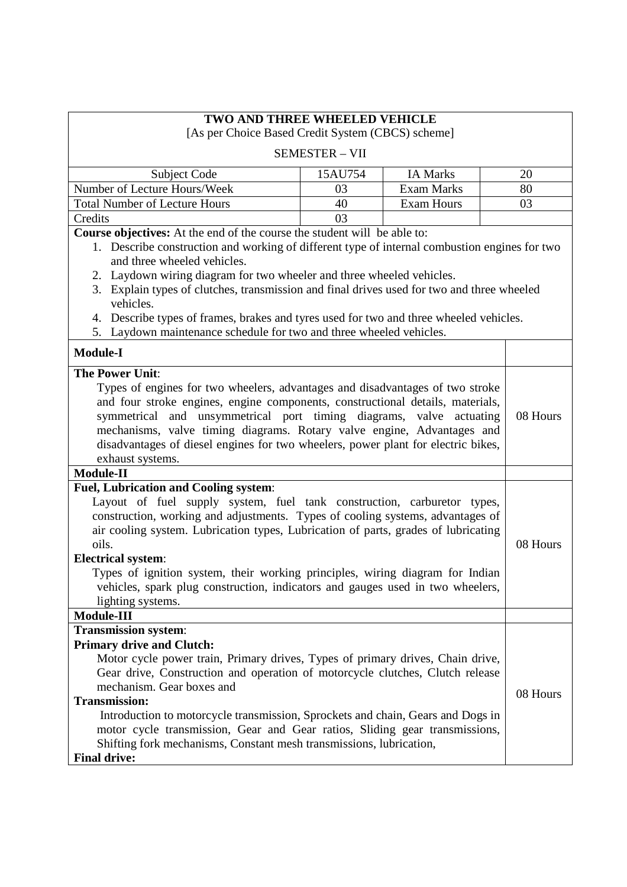## TWO AND THREE WHEELED VEHICLE

[As per Choice Based Credit System (CBCS) scheme]

SEMESTER – VII

| Subject Code | 15AU754 | IA Marks | 20 |
|---|---|---|---|
| Number of Lecture Hours/Week | 03 | Exam Marks | 80 |
| Total Number of Lecture Hours | 40 | Exam Hours | 03 |
| Credits | 03 | | |

**Course objectives:** At the end of the course the student will be able to:

1. Describe construction and working of different type of internal combustion engines for two and three wheeled vehicles.
2. Laydown wiring diagram for two wheeler and three wheeled vehicles.
3. Explain types of clutches, transmission and final drives used for two and three wheeled vehicles.
4. Describe types of frames, brakes and tyres used for two and three wheeled vehicles.
5. Laydown maintenance schedule for two and three wheeled vehicles.

| Module-I | |
|---|---|
| **The Power Unit**: Types of engines for two wheelers, advantages and disadvantages of two stroke and four stroke engines, engine components, constructional details, materials, symmetrical and unsymmetrical port timing diagrams, valve actuating mechanisms, valve timing diagrams. Rotary valve engine, Advantages and disadvantages of diesel engines for two wheelers, power plant for electric bikes, exhaust systems. | 08 Hours |
| **Module-II** | |
| **Fuel, Lubrication and Cooling system**: Layout of fuel supply system, fuel tank construction, carburetor types, construction, working and adjustments. Types of cooling systems, advantages of air cooling system. Lubrication types, Lubrication of parts, grades of lubricating oils. **Electrical system**: Types of ignition system, their working principles, wiring diagram for Indian vehicles, spark plug construction, indicators and gauges used in two wheelers, lighting systems. | 08 Hours |
| **Module-III** | |
| **Transmission system**: **Primary drive and Clutch:** Motor cycle power train, Primary drives, Types of primary drives, Chain drive, Gear drive, Construction and operation of motorcycle clutches, Clutch release mechanism. Gear boxes and **Transmission:** Introduction to motorcycle transmission, Sprockets and chain, Gears and Dogs in motor cycle transmission, Gear and Gear ratios, Sliding gear transmissions, Shifting fork mechanisms, Constant mesh transmissions, lubrication, **Final drive:** | 08 Hours |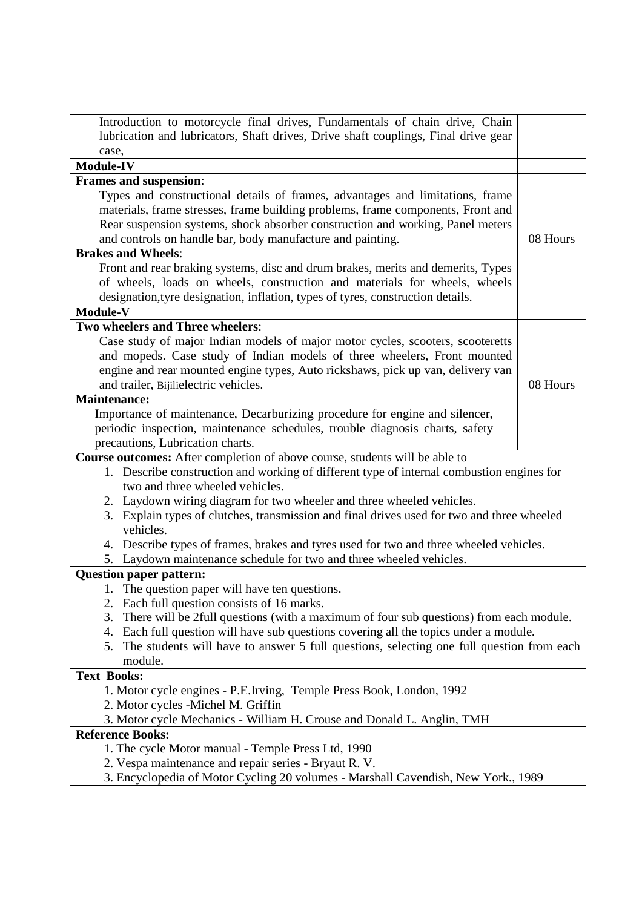| | |
|---|---|
| Introduction to motorcycle final drives, Fundamentals of chain drive, Chain lubrication and lubricators, Shaft drives, Drive shaft couplings, Final drive gear case, | |
| **Module-IV** | |
| **Frames and suspension**: Types and constructional details of frames, advantages and limitations, frame materials, frame stresses, frame building problems, frame components, Front and Rear suspension systems, shock absorber construction and working, Panel meters and controls on handle bar, body manufacture and painting. **Brakes and Wheels**: Front and rear braking systems, disc and drum brakes, merits and demerits, Types of wheels, loads on wheels, construction and materials for wheels, wheels designation,tyre designation, inflation, types of tyres, construction details. | 08 Hours |
| **Module-V** | |
| **Two wheelers and Three wheelers**: Case study of major Indian models of major motor cycles, scooters, scooteretts and mopeds. Case study of Indian models of three wheelers, Front mounted engine and rear mounted engine types, Auto rickshaws, pick up van, delivery van and trailer, Bijilielectric vehicles. **Maintenance:** Importance of maintenance, Decarburizing procedure for engine and silencer, periodic inspection, maintenance schedules, trouble diagnosis charts, safety precautions, Lubrication charts. | 08 Hours |

**Course outcomes:** After completion of above course, students will be able to

1. Describe construction and working of different type of internal combustion engines for two and three wheeled vehicles.
2. Laydown wiring diagram for two wheeler and three wheeled vehicles.
3. Explain types of clutches, transmission and final drives used for two and three wheeled vehicles.
4. Describe types of frames, brakes and tyres used for two and three wheeled vehicles.
5. Laydown maintenance schedule for two and three wheeled vehicles.

**Question paper pattern:**

1. The question paper will have ten questions.
2. Each full question consists of 16 marks.
3. There will be 2full questions (with a maximum of four sub questions) from each module.
4. Each full question will have sub questions covering all the topics under a module.
5. The students will have to answer 5 full questions, selecting one full question from each module.

**Text Books:**

1. Motor cycle engines - P.E.Irving, Temple Press Book, London, 1992
2. Motor cycles -Michel M. Griffin
3. Motor cycle Mechanics - William H. Crouse and Donald L. Anglin, TMH

**Reference Books:**

1. The cycle Motor manual - Temple Press Ltd, 1990
2. Vespa maintenance and repair series - Bryaut R. V.
3. Encyclopedia of Motor Cycling 20 volumes - Marshall Cavendish, New York., 1989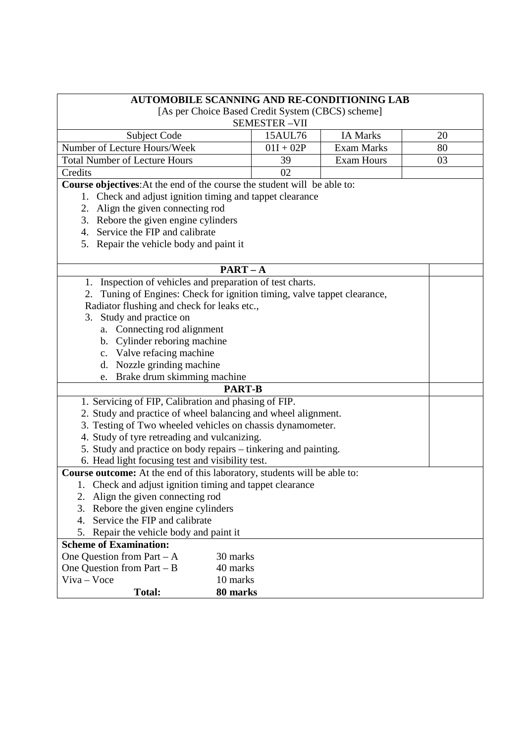## AUTOMOBILE SCANNING AND RE-CONDITIONING LAB

[As per Choice Based Credit System (CBCS) scheme]

SEMESTER –VII

| Subject Code | 15AUL76 | IA Marks | 20 |
|---|---|---|---|
| Number of Lecture Hours/Week | 01I + 02P | Exam Marks | 80 |
| Total Number of Lecture Hours | 39 | Exam Hours | 03 |
| Credits | 02 | | |

**Course objectives**:At the end of the course the student will be able to:

1. Check and adjust ignition timing and tappet clearance
2. Align the given connecting rod
3. Rebore the given engine cylinders
4. Service the FIP and calibrate
5. Repair the vehicle body and paint it

### PART – A

1. Inspection of vehicles and preparation of test charts.
2. Tuning of Engines: Check for ignition timing, valve tappet clearance, Radiator flushing and check for leaks etc.,
3. Study and practice on
   a. Connecting rod alignment
   b. Cylinder reboring machine
   c. Valve refacing machine
   d. Nozzle grinding machine
   e. Brake drum skimming machine

### PART-B

1. Servicing of FIP, Calibration and phasing of FIP.
2. Study and practice of wheel balancing and wheel alignment.
3. Testing of Two wheeled vehicles on chassis dynamometer.
4. Study of tyre retreading and vulcanizing.
5. Study and practice on body repairs – tinkering and painting.
6. Head light focusing test and visibility test.

**Course outcome:** At the end of this laboratory, students will be able to:

1. Check and adjust ignition timing and tappet clearance
2. Align the given connecting rod
3. Rebore the given engine cylinders
4. Service the FIP and calibrate
5. Repair the vehicle body and paint it

**Scheme of Examination:**

| | |
|---|---|
| One Question from Part – A | 30 marks |
| One Question from Part – B | 40 marks |
| Viva – Voce | 10 marks |
| **Total:** | **80 marks** |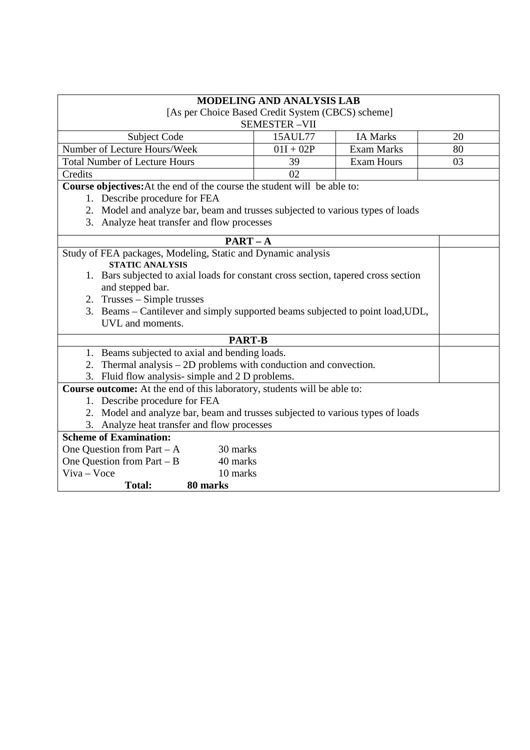# MODELING AND ANALYSIS LAB

[As per Choice Based Credit System (CBCS) scheme]

SEMESTER –VII

| Subject Code | 15AUL77 | IA Marks | 20 |
|---|---|---|---|
| Number of Lecture Hours/Week | 01I + 02P | Exam Marks | 80 |
| Total Number of Lecture Hours | 39 | Exam Hours | 03 |
| Credits | 02 | | |

**Course objectives:** At the end of the course the student will be able to:

1. Describe procedure for FEA
2. Model and analyze bar, beam and trusses subjected to various types of loads
3. Analyze heat transfer and flow processes

## PART – A

Study of FEA packages, Modeling, Static and Dynamic analysis

**STATIC ANALYSIS**

1. Bars subjected to axial loads for constant cross section, tapered cross section and stepped bar.
2. Trusses – Simple trusses
3. Beams – Cantilever and simply supported beams subjected to point load,UDL, UVL and moments.

## PART-B

1. Beams subjected to axial and bending loads.
2. Thermal analysis – 2D problems with conduction and convection.
3. Fluid flow analysis- simple and 2 D problems.

**Course outcome:** At the end of this laboratory, students will be able to:

1. Describe procedure for FEA
2. Model and analyze bar, beam and trusses subjected to various types of loads
3. Analyze heat transfer and flow processes

**Scheme of Examination:**

| | |
|---|---|
| One Question from Part – A | 30 marks |
| One Question from Part – B | 40 marks |
| Viva – Voce | 10 marks |
| **Total:** | **80 marks** |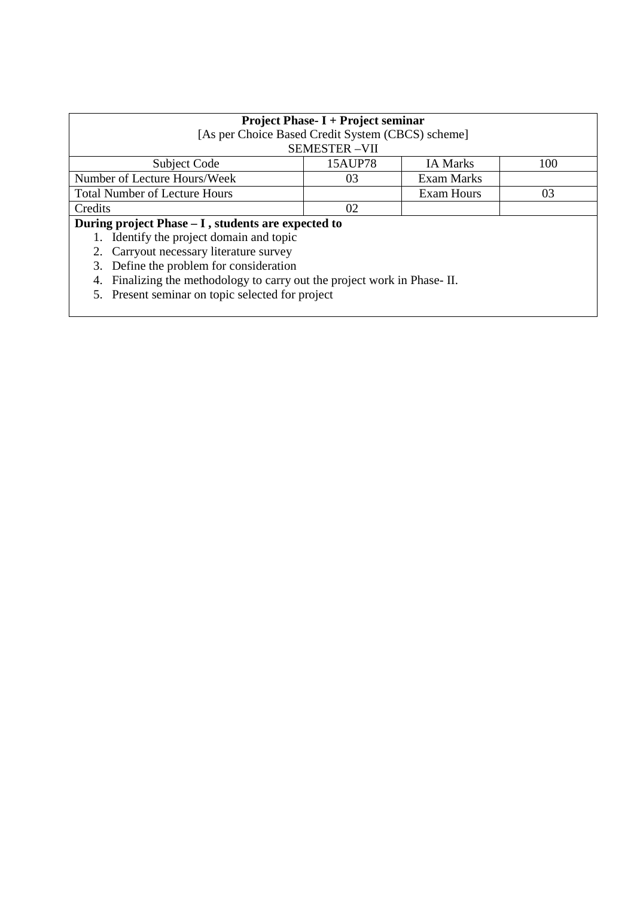**Project Phase- I + Project seminar**

[As per Choice Based Credit System (CBCS) scheme]

SEMESTER –VII

| | | | |
|---|---|---|---|
| Subject Code | 15AUP78 | IA Marks | 100 |
| Number of Lecture Hours/Week | 03 | Exam Marks | |
| Total Number of Lecture Hours | | Exam Hours | 03 |
| Credits | 02 | | |

**During project Phase – I , students are expected to**

1. Identify the project domain and topic
2. Carryout necessary literature survey
3. Define the problem for consideration
4. Finalizing the methodology to carry out the project work in Phase- II.
5. Present seminar on topic selected for project